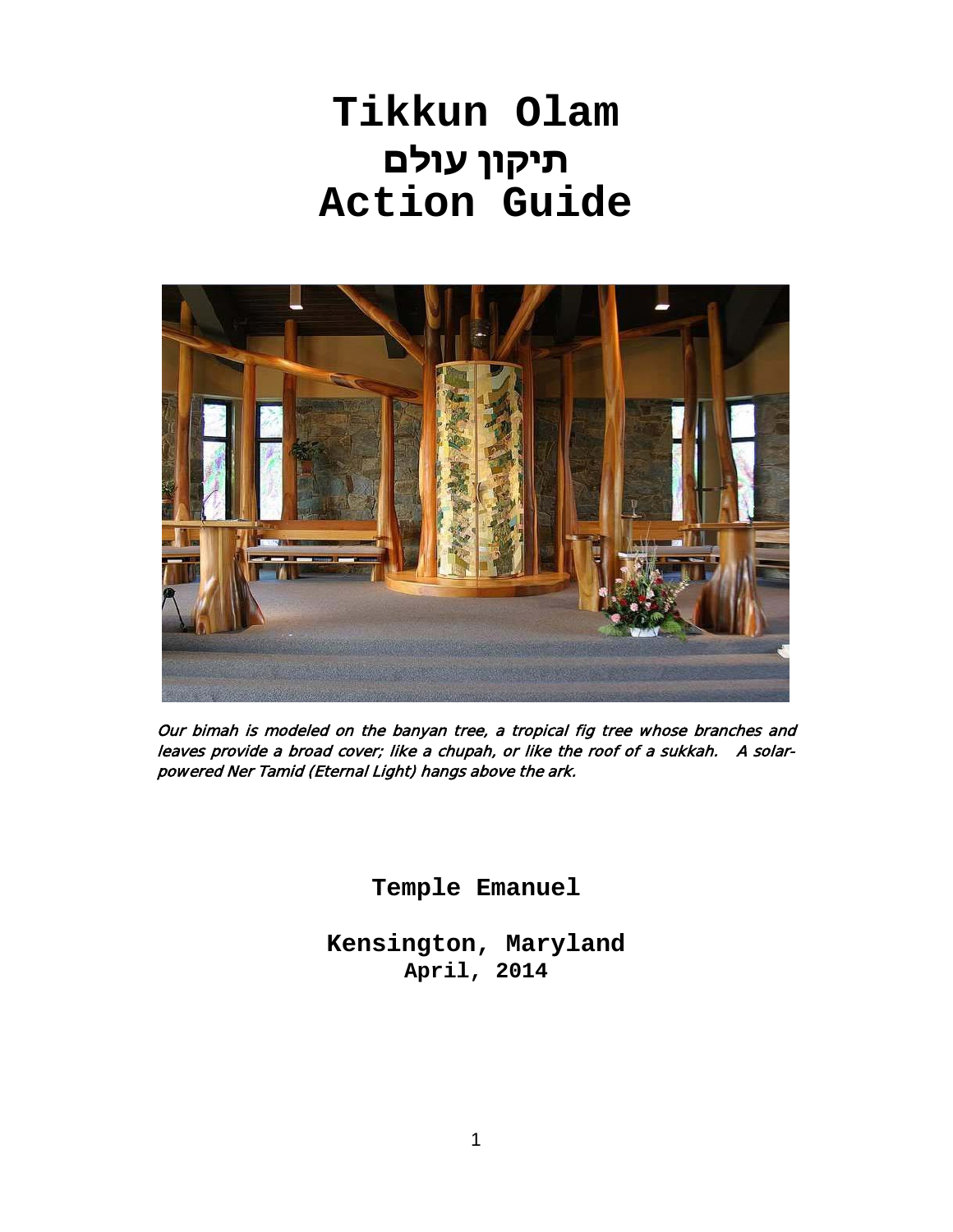# Tikkun Olam
# תיקון עולם
# Action Guide

*Our bimah is modeled on the banyan tree, a tropical fig tree whose branches and leaves provide a broad cover; like a chupah, or like the roof of a sukkah. A solar-powered Ner Tamid (Eternal Light) hangs above the ark.*

**Temple Emanuel**

**Kensington, Maryland**
**April, 2014**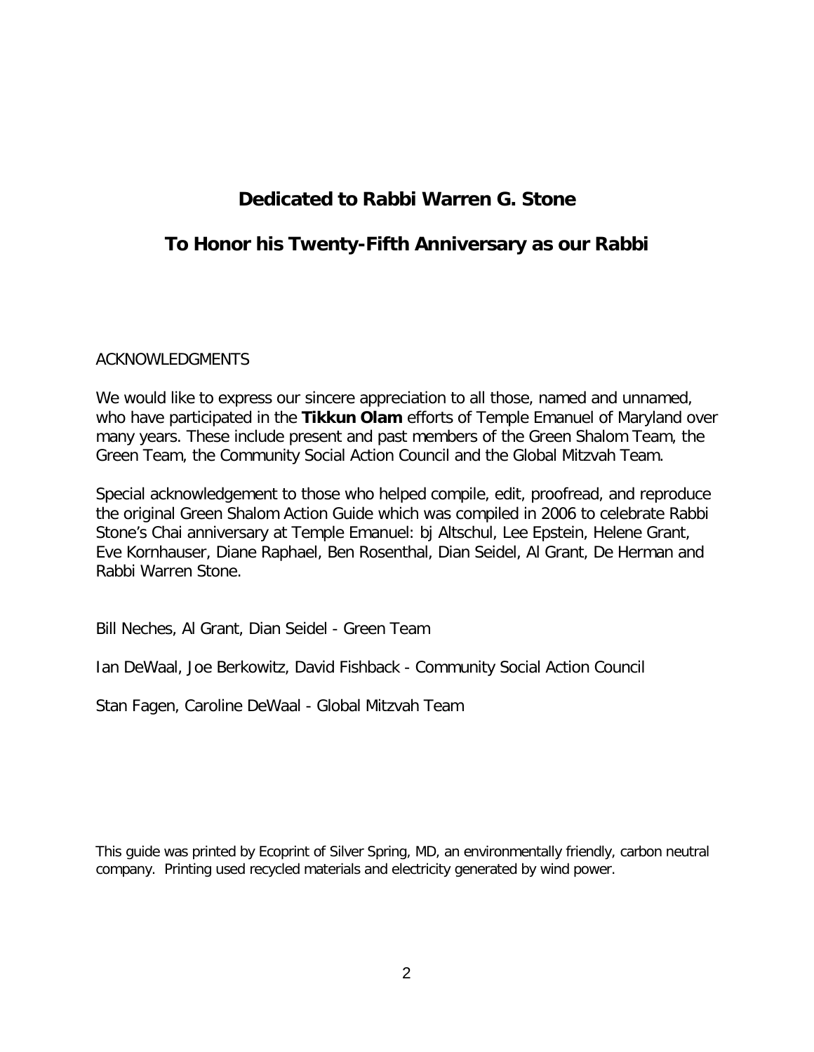# Dedicated to Rabbi Warren G. Stone

## To Honor his Twenty-Fifth Anniversary as our Rabbi

ACKNOWLEDGMENTS

We would like to express our sincere appreciation to all those, named and unnamed, who have participated in the **Tikkun Olam** efforts of Temple Emanuel of Maryland over many years. These include present and past members of the Green Shalom Team, the Green Team, the Community Social Action Council and the Global Mitzvah Team.

Special acknowledgement to those who helped compile, edit, proofread, and reproduce the original Green Shalom Action Guide which was compiled in 2006 to celebrate Rabbi Stone's Chai anniversary at Temple Emanuel: bj Altschul, Lee Epstein, Helene Grant, Eve Kornhauser, Diane Raphael, Ben Rosenthal, Dian Seidel, Al Grant, De Herman and Rabbi Warren Stone.

Bill Neches, Al Grant, Dian Seidel - Green Team

Ian DeWaal, Joe Berkowitz, David Fishback - Community Social Action Council

Stan Fagen, Caroline DeWaal - Global Mitzvah Team

This guide was printed by Ecoprint of Silver Spring, MD, an environmentally friendly, carbon neutral company. Printing used recycled materials and electricity generated by wind power.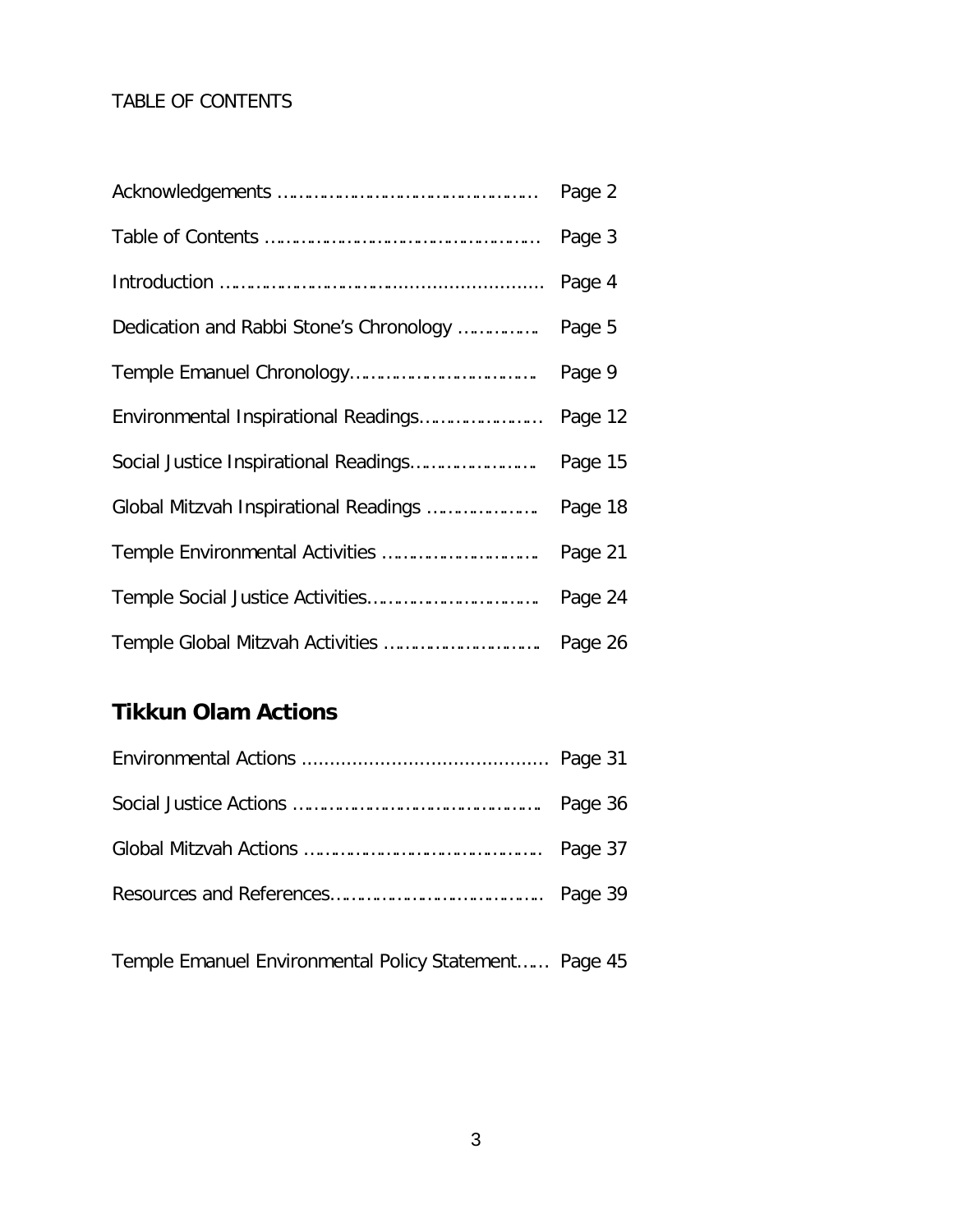TABLE OF CONTENTS

| | |
|---|---|
| Acknowledgements | Page 2 |
| Table of Contents | Page 3 |
| Introduction | Page 4 |
| Dedication and Rabbi Stone's Chronology | Page 5 |
| Temple Emanuel Chronology | Page 9 |
| Environmental Inspirational Readings | Page 12 |
| Social Justice Inspirational Readings | Page 15 |
| Global Mitzvah Inspirational Readings | Page 18 |
| Temple Environmental Activities | Page 21 |
| Temple Social Justice Activities | Page 24 |
| Temple Global Mitzvah Activities | Page 26 |

## Tikkun Olam Actions

| | |
|---|---|
| Environmental Actions | Page 31 |
| Social Justice Actions | Page 36 |
| Global Mitzvah Actions | Page 37 |
| Resources and References | Page 39 |
| Temple Emanuel Environmental Policy Statement | Page 45 |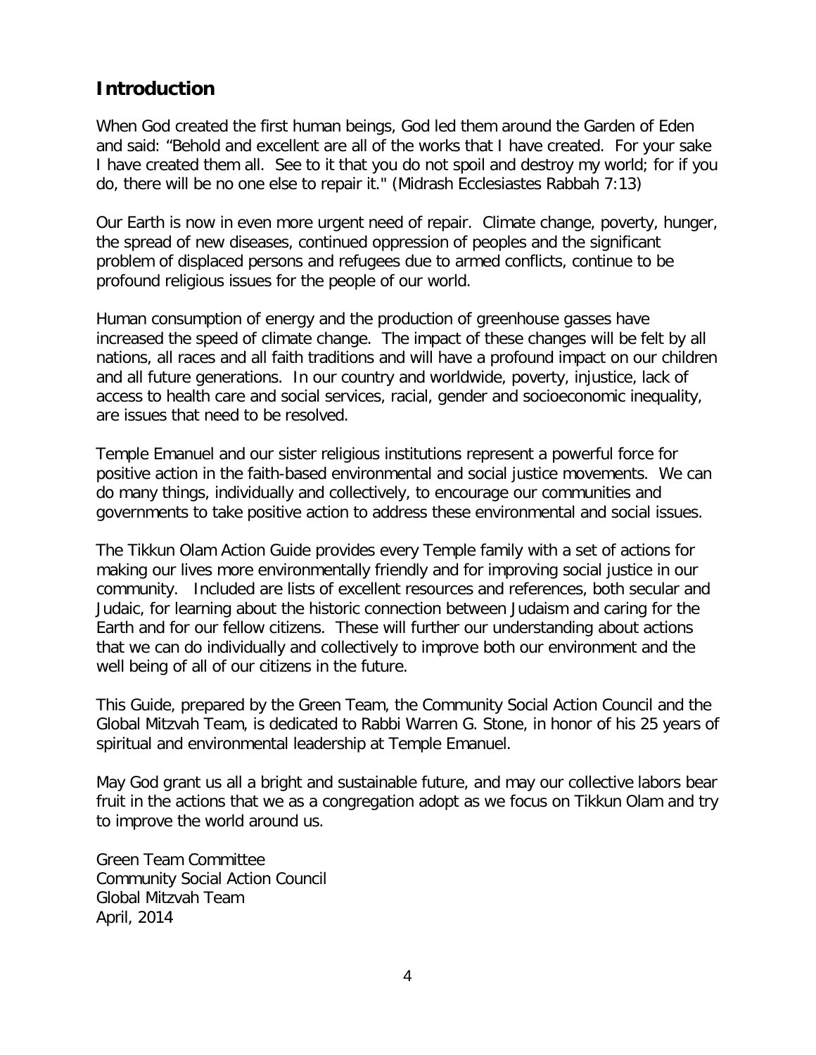## Introduction

When God created the first human beings, God led them around the Garden of Eden and said: "Behold and excellent are all of the works that I have created. For your sake I have created them all. See to it that you do not spoil and destroy my world; for if you do, there will be no one else to repair it." (Midrash Ecclesiastes Rabbah 7:13)

Our Earth is now in even more urgent need of repair. Climate change, poverty, hunger, the spread of new diseases, continued oppression of peoples and the significant problem of displaced persons and refugees due to armed conflicts, continue to be profound religious issues for the people of our world.

Human consumption of energy and the production of greenhouse gasses have increased the speed of climate change. The impact of these changes will be felt by all nations, all races and all faith traditions and will have a profound impact on our children and all future generations. In our country and worldwide, poverty, injustice, lack of access to health care and social services, racial, gender and socioeconomic inequality, are issues that need to be resolved.

Temple Emanuel and our sister religious institutions represent a powerful force for positive action in the faith-based environmental and social justice movements. We can do many things, individually and collectively, to encourage our communities and governments to take positive action to address these environmental and social issues.

The Tikkun Olam Action Guide provides every Temple family with a set of actions for making our lives more environmentally friendly and for improving social justice in our community. Included are lists of excellent resources and references, both secular and Judaic, for learning about the historic connection between Judaism and caring for the Earth and for our fellow citizens. These will further our understanding about actions that we can do individually and collectively to improve both our environment and the well being of all of our citizens in the future.

This Guide, prepared by the Green Team, the Community Social Action Council and the Global Mitzvah Team, is dedicated to Rabbi Warren G. Stone, in honor of his 25 years of spiritual and environmental leadership at Temple Emanuel.

May God grant us all a bright and sustainable future, and may our collective labors bear fruit in the actions that we as a congregation adopt as we focus on Tikkun Olam and try to improve the world around us.

Green Team Committee
Community Social Action Council
Global Mitzvah Team
April, 2014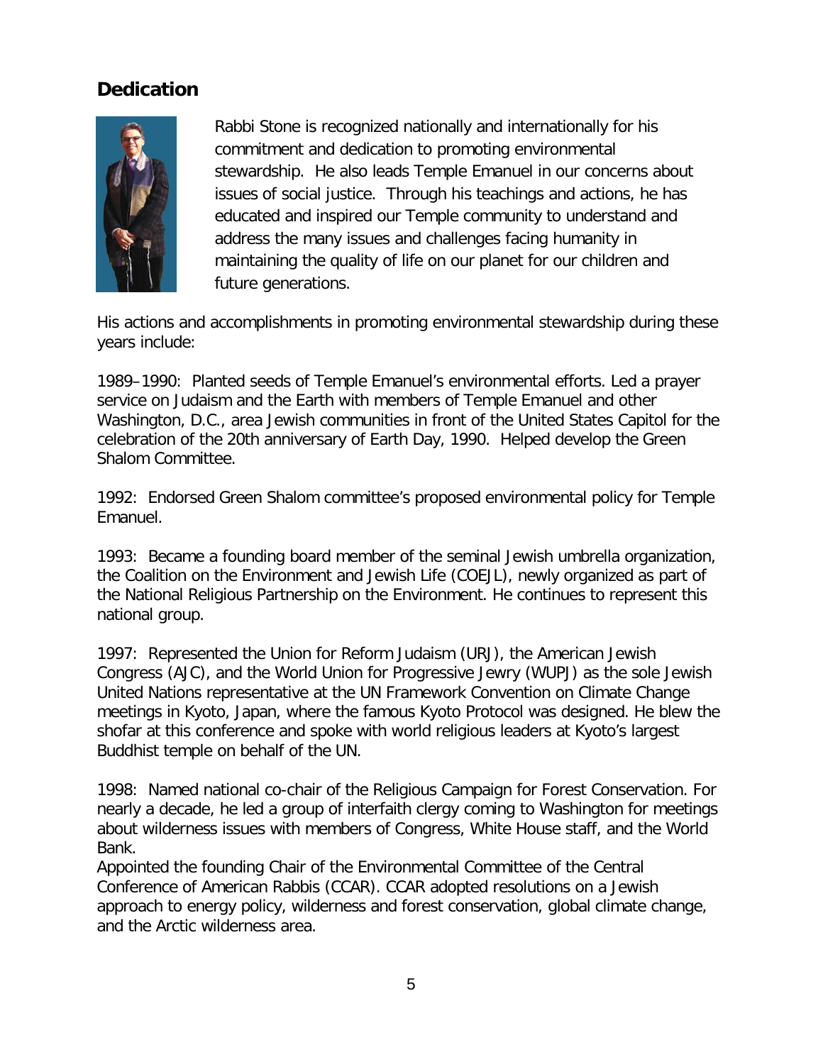## Dedication

Rabbi Stone is recognized nationally and internationally for his commitment and dedication to promoting environmental stewardship. He also leads Temple Emanuel in our concerns about issues of social justice. Through his teachings and actions, he has educated and inspired our Temple community to understand and address the many issues and challenges facing humanity in maintaining the quality of life on our planet for our children and future generations.

His actions and accomplishments in promoting environmental stewardship during these years include:

1989–1990: Planted seeds of Temple Emanuel's environmental efforts. Led a prayer service on Judaism and the Earth with members of Temple Emanuel and other Washington, D.C., area Jewish communities in front of the United States Capitol for the celebration of the 20th anniversary of Earth Day, 1990. Helped develop the Green Shalom Committee.

1992: Endorsed Green Shalom committee's proposed environmental policy for Temple Emanuel.

1993: Became a founding board member of the seminal Jewish umbrella organization, the Coalition on the Environment and Jewish Life (COEJL), newly organized as part of the National Religious Partnership on the Environment. He continues to represent this national group.

1997: Represented the Union for Reform Judaism (URJ), the American Jewish Congress (AJC), and the World Union for Progressive Jewry (WUPJ) as the sole Jewish United Nations representative at the UN Framework Convention on Climate Change meetings in Kyoto, Japan, where the famous Kyoto Protocol was designed. He blew the shofar at this conference and spoke with world religious leaders at Kyoto's largest Buddhist temple on behalf of the UN.

1998: Named national co-chair of the Religious Campaign for Forest Conservation. For nearly a decade, he led a group of interfaith clergy coming to Washington for meetings about wilderness issues with members of Congress, White House staff, and the World Bank.
Appointed the founding Chair of the Environmental Committee of the Central Conference of American Rabbis (CCAR). CCAR adopted resolutions on a Jewish approach to energy policy, wilderness and forest conservation, global climate change, and the Arctic wilderness area.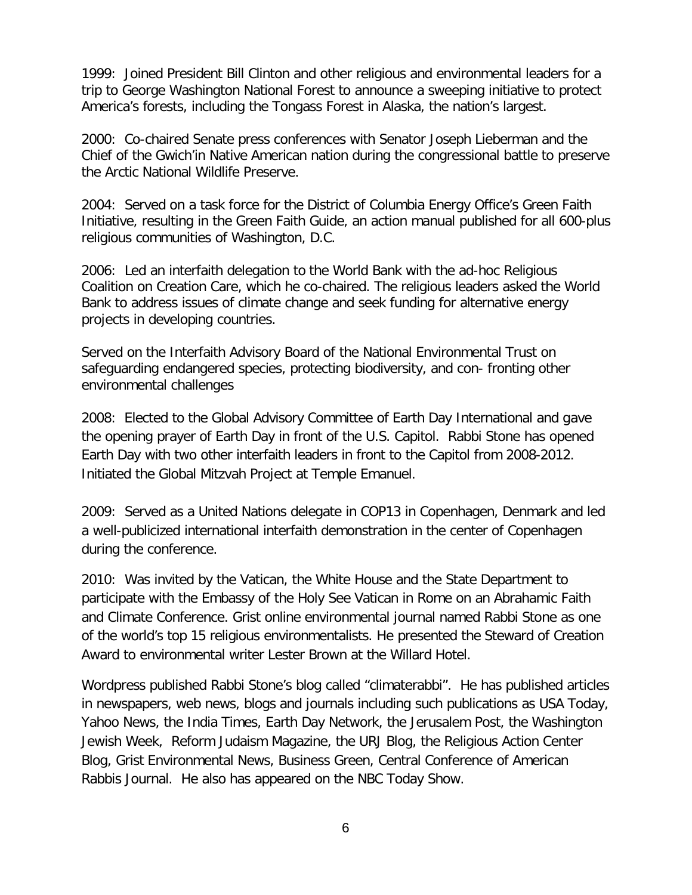1999: Joined President Bill Clinton and other religious and environmental leaders for a trip to George Washington National Forest to announce a sweeping initiative to protect America's forests, including the Tongass Forest in Alaska, the nation's largest.

2000: Co-chaired Senate press conferences with Senator Joseph Lieberman and the Chief of the Gwich'in Native American nation during the congressional battle to preserve the Arctic National Wildlife Preserve.

2004: Served on a task force for the District of Columbia Energy Office's Green Faith Initiative, resulting in the Green Faith Guide, an action manual published for all 600-plus religious communities of Washington, D.C.

2006: Led an interfaith delegation to the World Bank with the ad-hoc Religious Coalition on Creation Care, which he co-chaired. The religious leaders asked the World Bank to address issues of climate change and seek funding for alternative energy projects in developing countries.

Served on the Interfaith Advisory Board of the National Environmental Trust on safeguarding endangered species, protecting biodiversity, and con- fronting other environmental challenges

2008: Elected to the Global Advisory Committee of Earth Day International and gave the opening prayer of Earth Day in front of the U.S. Capitol. Rabbi Stone has opened Earth Day with two other interfaith leaders in front to the Capitol from 2008-2012. Initiated the Global Mitzvah Project at Temple Emanuel.

2009: Served as a United Nations delegate in COP13 in Copenhagen, Denmark and led a well-publicized international interfaith demonstration in the center of Copenhagen during the conference.

2010: Was invited by the Vatican, the White House and the State Department to participate with the Embassy of the Holy See Vatican in Rome on an Abrahamic Faith and Climate Conference. Grist online environmental journal named Rabbi Stone as one of the world's top 15 religious environmentalists. He presented the Steward of Creation Award to environmental writer Lester Brown at the Willard Hotel.

Wordpress published Rabbi Stone's blog called "climaterabbi". He has published articles in newspapers, web news, blogs and journals including such publications as USA Today, Yahoo News, the India Times, Earth Day Network, the Jerusalem Post, the Washington Jewish Week, Reform Judaism Magazine, the URJ Blog, the Religious Action Center Blog, Grist Environmental News, Business Green, Central Conference of American Rabbis Journal. He also has appeared on the NBC Today Show.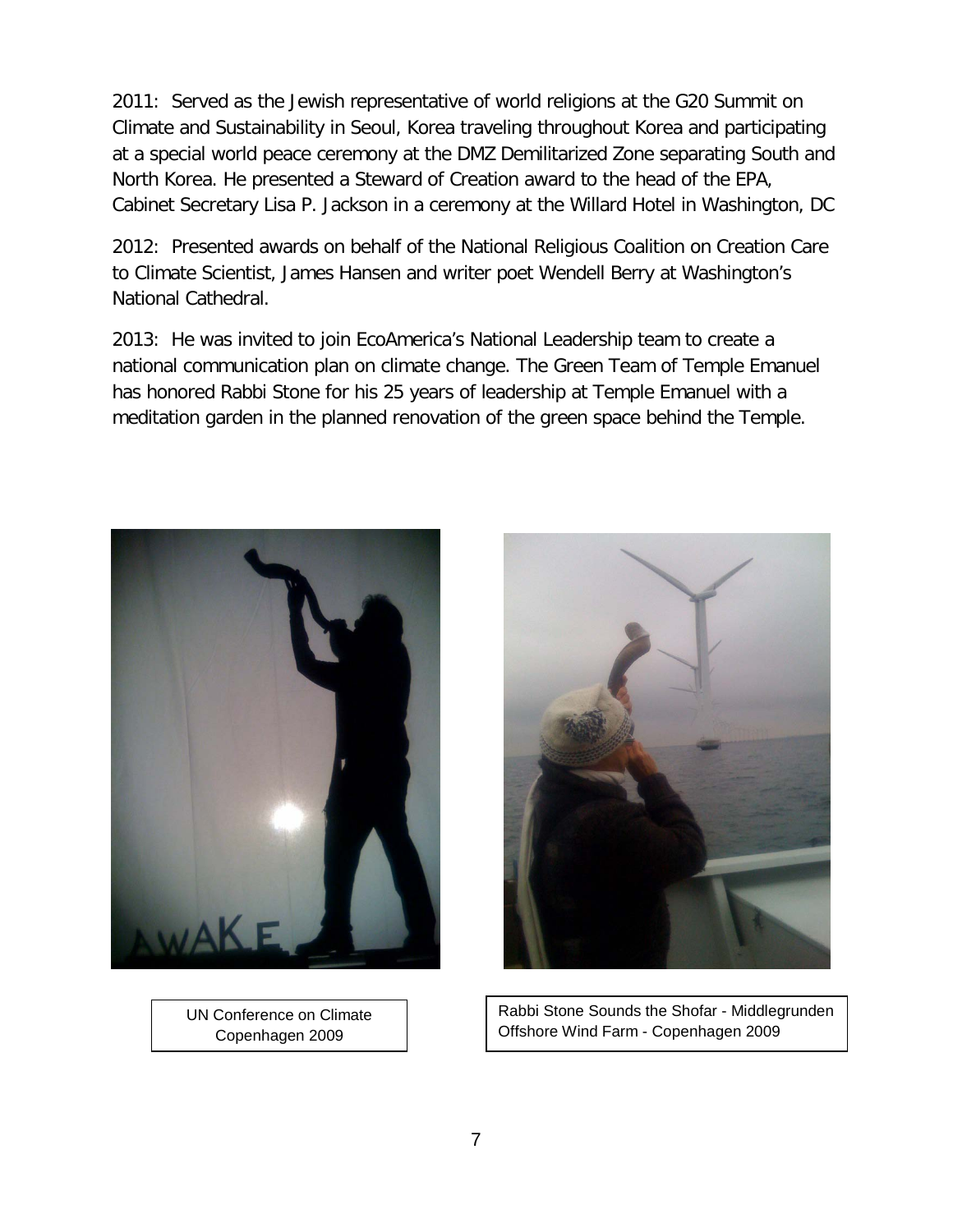2011: Served as the Jewish representative of world religions at the G20 Summit on Climate and Sustainability in Seoul, Korea traveling throughout Korea and participating at a special world peace ceremony at the DMZ Demilitarized Zone separating South and North Korea. He presented a Steward of Creation award to the head of the EPA, Cabinet Secretary Lisa P. Jackson in a ceremony at the Willard Hotel in Washington, DC

2012: Presented awards on behalf of the National Religious Coalition on Creation Care to Climate Scientist, James Hansen and writer poet Wendell Berry at Washington's National Cathedral.

2013: He was invited to join EcoAmerica's National Leadership team to create a national communication plan on climate change. The Green Team of Temple Emanuel has honored Rabbi Stone for his 25 years of leadership at Temple Emanuel with a meditation garden in the planned renovation of the green space behind the Temple.

UN Conference on Climate Copenhagen 2009

Rabbi Stone Sounds the Shofar - Middlegrunden Offshore Wind Farm - Copenhagen 2009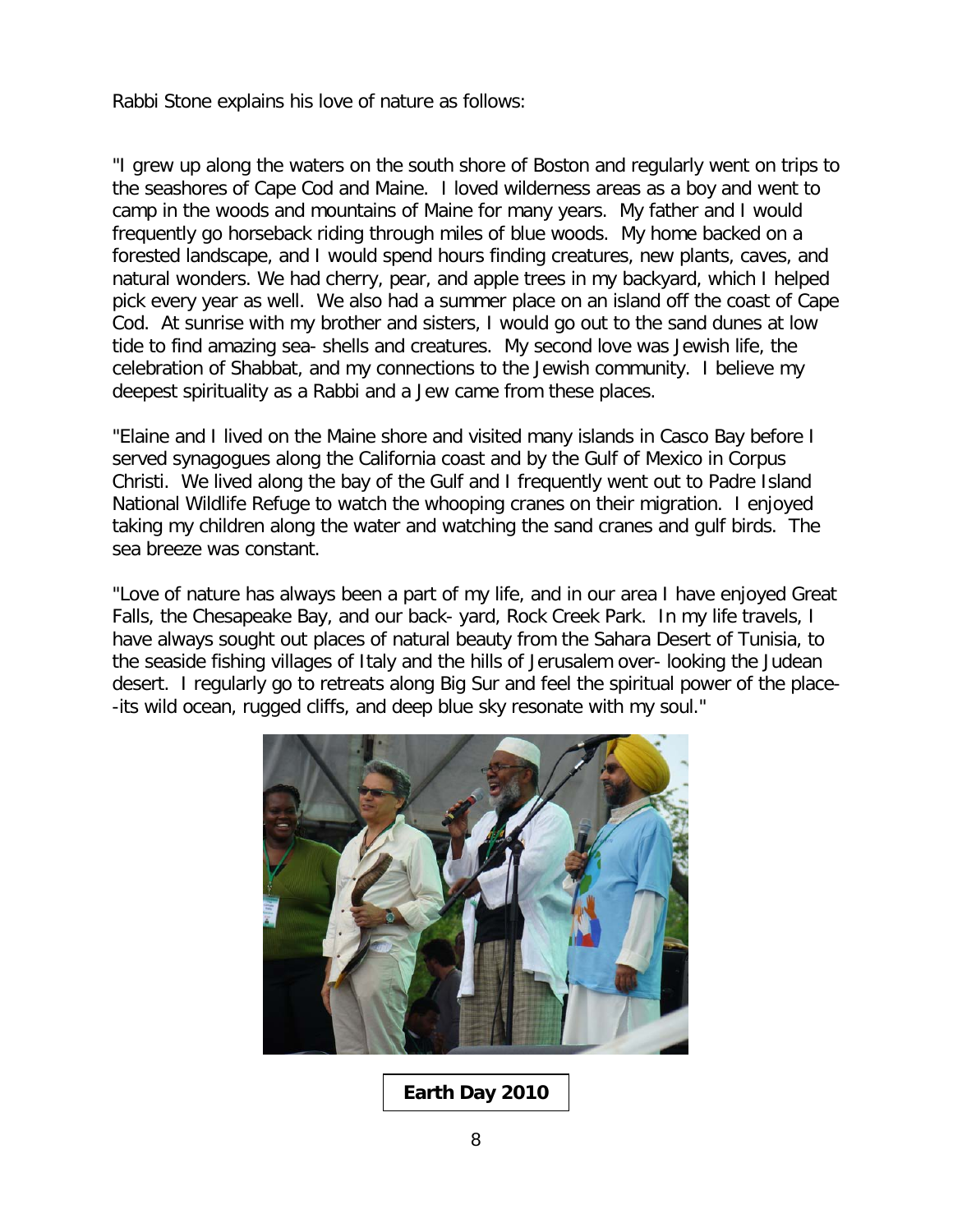Rabbi Stone explains his love of nature as follows:

"I grew up along the waters on the south shore of Boston and regularly went on trips to the seashores of Cape Cod and Maine. I loved wilderness areas as a boy and went to camp in the woods and mountains of Maine for many years. My father and I would frequently go horseback riding through miles of blue woods. My home backed on a forested landscape, and I would spend hours finding creatures, new plants, caves, and natural wonders. We had cherry, pear, and apple trees in my backyard, which I helped pick every year as well. We also had a summer place on an island off the coast of Cape Cod. At sunrise with my brother and sisters, I would go out to the sand dunes at low tide to find amazing sea- shells and creatures. My second love was Jewish life, the celebration of Shabbat, and my connections to the Jewish community. I believe my deepest spirituality as a Rabbi and a Jew came from these places.

"Elaine and I lived on the Maine shore and visited many islands in Casco Bay before I served synagogues along the California coast and by the Gulf of Mexico in Corpus Christi. We lived along the bay of the Gulf and I frequently went out to Padre Island National Wildlife Refuge to watch the whooping cranes on their migration. I enjoyed taking my children along the water and watching the sand cranes and gulf birds. The sea breeze was constant.

"Love of nature has always been a part of my life, and in our area I have enjoyed Great Falls, the Chesapeake Bay, and our back- yard, Rock Creek Park. In my life travels, I have always sought out places of natural beauty from the Sahara Desert of Tunisia, to the seaside fishing villages of Italy and the hills of Jerusalem over- looking the Judean desert. I regularly go to retreats along Big Sur and feel the spiritual power of the place--its wild ocean, rugged cliffs, and deep blue sky resonate with my soul."

**Earth Day 2010**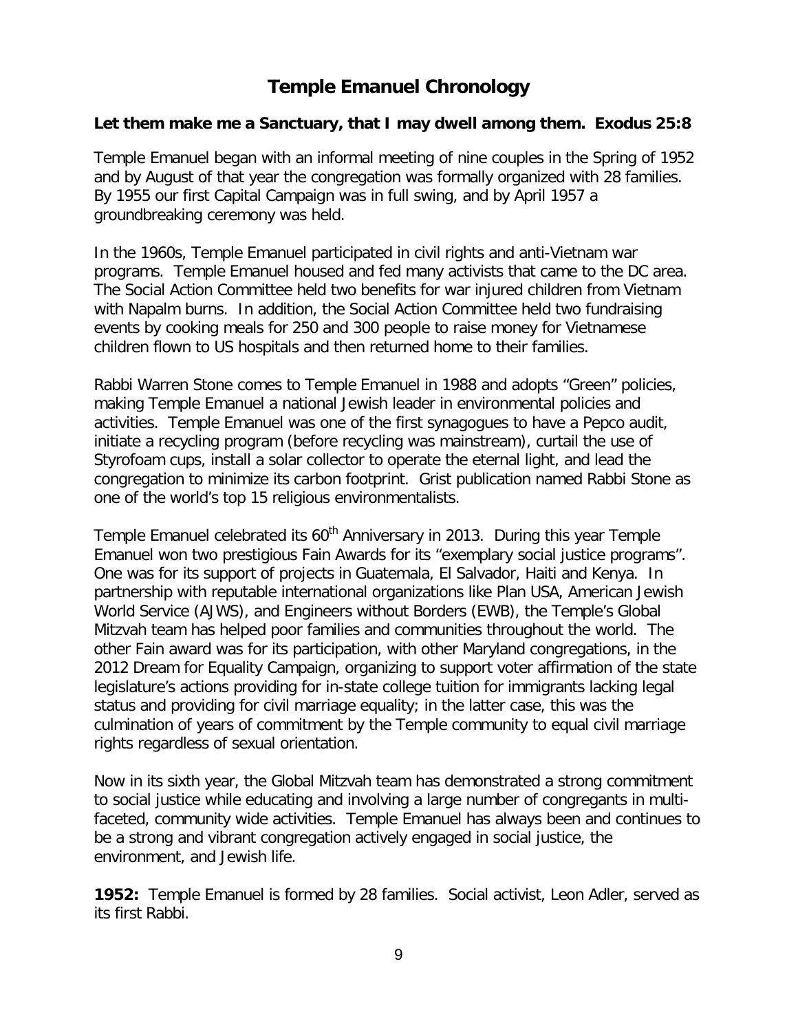# Temple Emanuel Chronology

**Let them make me a Sanctuary, that I may dwell among them. Exodus 25:8**

Temple Emanuel began with an informal meeting of nine couples in the Spring of 1952 and by August of that year the congregation was formally organized with 28 families. By 1955 our first Capital Campaign was in full swing, and by April 1957 a groundbreaking ceremony was held.

In the 1960s, Temple Emanuel participated in civil rights and anti-Vietnam war programs. Temple Emanuel housed and fed many activists that came to the DC area. The Social Action Committee held two benefits for war injured children from Vietnam with Napalm burns. In addition, the Social Action Committee held two fundraising events by cooking meals for 250 and 300 people to raise money for Vietnamese children flown to US hospitals and then returned home to their families.

Rabbi Warren Stone comes to Temple Emanuel in 1988 and adopts "Green" policies, making Temple Emanuel a national Jewish leader in environmental policies and activities. Temple Emanuel was one of the first synagogues to have a Pepco audit, initiate a recycling program (before recycling was mainstream), curtail the use of Styrofoam cups, install a solar collector to operate the eternal light, and lead the congregation to minimize its carbon footprint. Grist publication named Rabbi Stone as one of the world's top 15 religious environmentalists.

Temple Emanuel celebrated its 60th Anniversary in 2013. During this year Temple Emanuel won two prestigious Fain Awards for its "exemplary social justice programs". One was for its support of projects in Guatemala, El Salvador, Haiti and Kenya. In partnership with reputable international organizations like Plan USA, American Jewish World Service (AJWS), and Engineers without Borders (EWB), the Temple's Global Mitzvah team has helped poor families and communities throughout the world. The other Fain award was for its participation, with other Maryland congregations, in the 2012 Dream for Equality Campaign, organizing to support voter affirmation of the state legislature's actions providing for in-state college tuition for immigrants lacking legal status and providing for civil marriage equality; in the latter case, this was the culmination of years of commitment by the Temple community to equal civil marriage rights regardless of sexual orientation.

Now in its sixth year, the Global Mitzvah team has demonstrated a strong commitment to social justice while educating and involving a large number of congregants in multi-faceted, community wide activities. Temple Emanuel has always been and continues to be a strong and vibrant congregation actively engaged in social justice, the environment, and Jewish life.

**1952:** Temple Emanuel is formed by 28 families. Social activist, Leon Adler, served as its first Rabbi.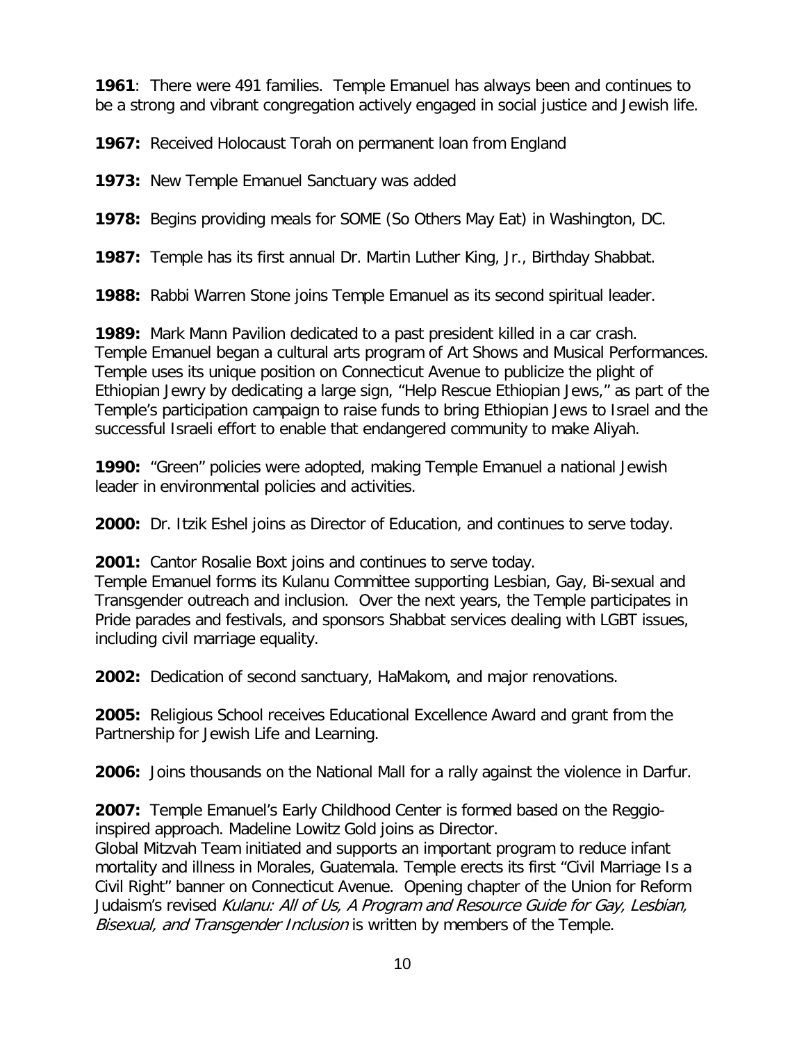**1961**: There were 491 families. Temple Emanuel has always been and continues to be a strong and vibrant congregation actively engaged in social justice and Jewish life.

**1967:** Received Holocaust Torah on permanent loan from England

**1973:** New Temple Emanuel Sanctuary was added

**1978:** Begins providing meals for SOME (So Others May Eat) in Washington, DC.

**1987:** Temple has its first annual Dr. Martin Luther King, Jr., Birthday Shabbat.

**1988:** Rabbi Warren Stone joins Temple Emanuel as its second spiritual leader.

**1989:** Mark Mann Pavilion dedicated to a past president killed in a car crash. Temple Emanuel began a cultural arts program of Art Shows and Musical Performances. Temple uses its unique position on Connecticut Avenue to publicize the plight of Ethiopian Jewry by dedicating a large sign, "Help Rescue Ethiopian Jews," as part of the Temple's participation campaign to raise funds to bring Ethiopian Jews to Israel and the successful Israeli effort to enable that endangered community to make Aliyah.

**1990:** "Green" policies were adopted, making Temple Emanuel a national Jewish leader in environmental policies and activities.

**2000:** Dr. Itzik Eshel joins as Director of Education, and continues to serve today.

**2001:** Cantor Rosalie Boxt joins and continues to serve today. Temple Emanuel forms its Kulanu Committee supporting Lesbian, Gay, Bi-sexual and Transgender outreach and inclusion. Over the next years, the Temple participates in Pride parades and festivals, and sponsors Shabbat services dealing with LGBT issues, including civil marriage equality.

**2002:** Dedication of second sanctuary, HaMakom, and major renovations.

**2005:** Religious School receives Educational Excellence Award and grant from the Partnership for Jewish Life and Learning.

**2006:** Joins thousands on the National Mall for a rally against the violence in Darfur.

**2007:** Temple Emanuel's Early Childhood Center is formed based on the Reggio-inspired approach. Madeline Lowitz Gold joins as Director. Global Mitzvah Team initiated and supports an important program to reduce infant mortality and illness in Morales, Guatemala. Temple erects its first "Civil Marriage Is a Civil Right" banner on Connecticut Avenue. Opening chapter of the Union for Reform Judaism's revised *Kulanu: All of Us, A Program and Resource Guide for Gay, Lesbian, Bisexual, and Transgender Inclusion* is written by members of the Temple.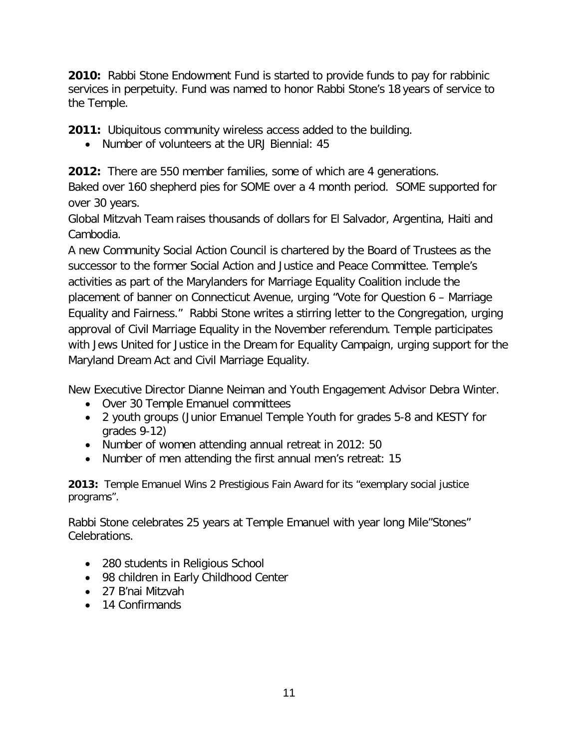**2010:** Rabbi Stone Endowment Fund is started to provide funds to pay for rabbinic services in perpetuity. Fund was named to honor Rabbi Stone's 18 years of service to the Temple.

**2011:** Ubiquitous community wireless access added to the building.

- Number of volunteers at the URJ Biennial: 45

**2012:** There are 550 member families, some of which are 4 generations.
Baked over 160 shepherd pies for SOME over a 4 month period. SOME supported for over 30 years.
Global Mitzvah Team raises thousands of dollars for El Salvador, Argentina, Haiti and Cambodia.
A new Community Social Action Council is chartered by the Board of Trustees as the successor to the former Social Action and Justice and Peace Committee. Temple's activities as part of the Marylanders for Marriage Equality Coalition include the placement of banner on Connecticut Avenue, urging "Vote for Question 6 – Marriage Equality and Fairness." Rabbi Stone writes a stirring letter to the Congregation, urging approval of Civil Marriage Equality in the November referendum. Temple participates with Jews United for Justice in the Dream for Equality Campaign, urging support for the Maryland Dream Act and Civil Marriage Equality.

New Executive Director Dianne Neiman and Youth Engagement Advisor Debra Winter.

- Over 30 Temple Emanuel committees
- 2 youth groups (Junior Emanuel Temple Youth for grades 5-8 and KESTY for grades 9-12)
- Number of women attending annual retreat in 2012: 50
- Number of men attending the first annual men's retreat: 15

**2013:** Temple Emanuel Wins 2 Prestigious Fain Award for its "exemplary social justice programs".

Rabbi Stone celebrates 25 years at Temple Emanuel with year long Mile"Stones" Celebrations.

- 280 students in Religious School
- 98 children in Early Childhood Center
- 27 B'nai Mitzvah
- 14 Confirmands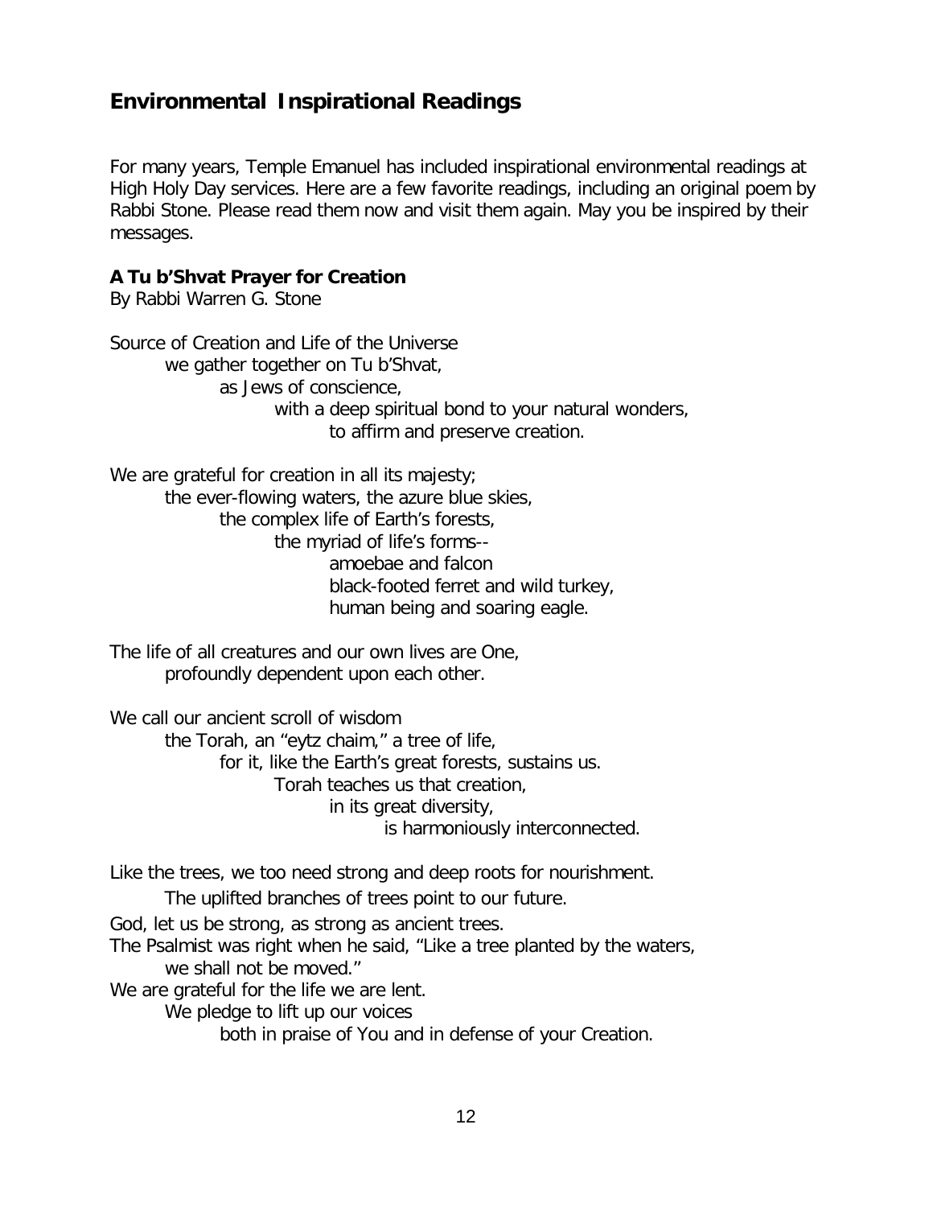## Environmental Inspirational Readings

For many years, Temple Emanuel has included inspirational environmental readings at High Holy Day services. Here are a few favorite readings, including an original poem by Rabbi Stone. Please read them now and visit them again. May you be inspired by their messages.

**A Tu b'Shvat Prayer for Creation**
By Rabbi Warren G. Stone

Source of Creation and Life of the Universe
we gather together on Tu b'Shvat,
as Jews of conscience,
with a deep spiritual bond to your natural wonders,
to affirm and preserve creation.

We are grateful for creation in all its majesty;
the ever-flowing waters, the azure blue skies,
the complex life of Earth's forests,
the myriad of life's forms--
amoebae and falcon
black-footed ferret and wild turkey,
human being and soaring eagle.

The life of all creatures and our own lives are One,
profoundly dependent upon each other.

We call our ancient scroll of wisdom
the Torah, an "eytz chaim," a tree of life,
for it, like the Earth's great forests, sustains us.
Torah teaches us that creation,
in its great diversity,
is harmoniously interconnected.

Like the trees, we too need strong and deep roots for nourishment.
The uplifted branches of trees point to our future.
God, let us be strong, as strong as ancient trees.
The Psalmist was right when he said, "Like a tree planted by the waters,
we shall not be moved."
We are grateful for the life we are lent.
We pledge to lift up our voices
both in praise of You and in defense of your Creation.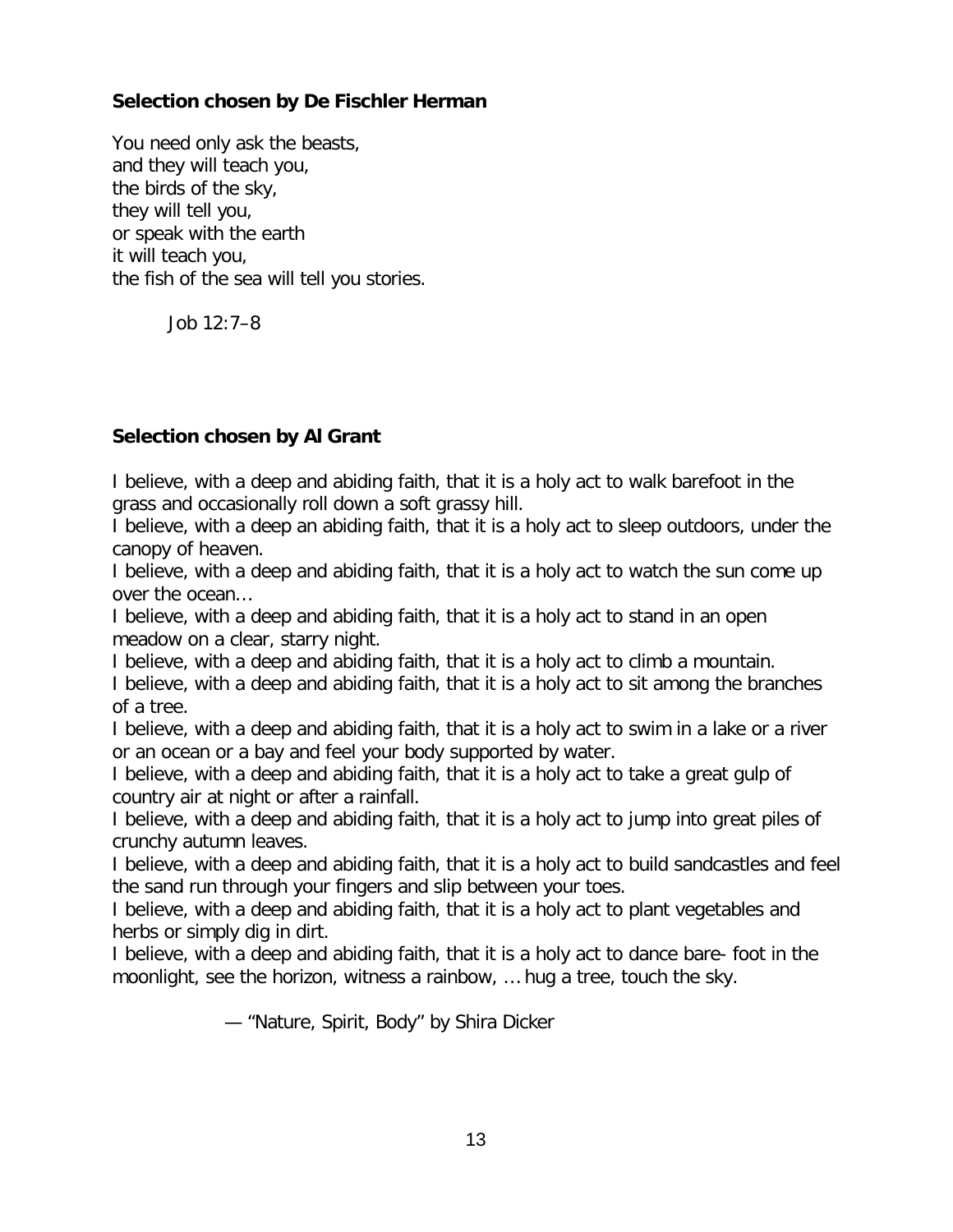**Selection chosen by De Fischler Herman**

You need only ask the beasts,  
and they will teach you,  
the birds of the sky,  
they will tell you,  
or speak with the earth  
it will teach you,  
the fish of the sea will tell you stories.

Job 12:7–8

**Selection chosen by Al Grant**

I believe, with a deep and abiding faith, that it is a holy act to walk barefoot in the grass and occasionally roll down a soft grassy hill.  
I believe, with a deep an abiding faith, that it is a holy act to sleep outdoors, under the canopy of heaven.  
I believe, with a deep and abiding faith, that it is a holy act to watch the sun come up over the ocean…  
I believe, with a deep and abiding faith, that it is a holy act to stand in an open meadow on a clear, starry night.  
I believe, with a deep and abiding faith, that it is a holy act to climb a mountain.  
I believe, with a deep and abiding faith, that it is a holy act to sit among the branches of a tree.  
I believe, with a deep and abiding faith, that it is a holy act to swim in a lake or a river or an ocean or a bay and feel your body supported by water.  
I believe, with a deep and abiding faith, that it is a holy act to take a great gulp of country air at night or after a rainfall.  
I believe, with a deep and abiding faith, that it is a holy act to jump into great piles of crunchy autumn leaves.  
I believe, with a deep and abiding faith, that it is a holy act to build sandcastles and feel the sand run through your fingers and slip between your toes.  
I believe, with a deep and abiding faith, that it is a holy act to plant vegetables and herbs or simply dig in dirt.  
I believe, with a deep and abiding faith, that it is a holy act to dance bare- foot in the moonlight, see the horizon, witness a rainbow, … hug a tree, touch the sky.

— "Nature, Spirit, Body" by Shira Dicker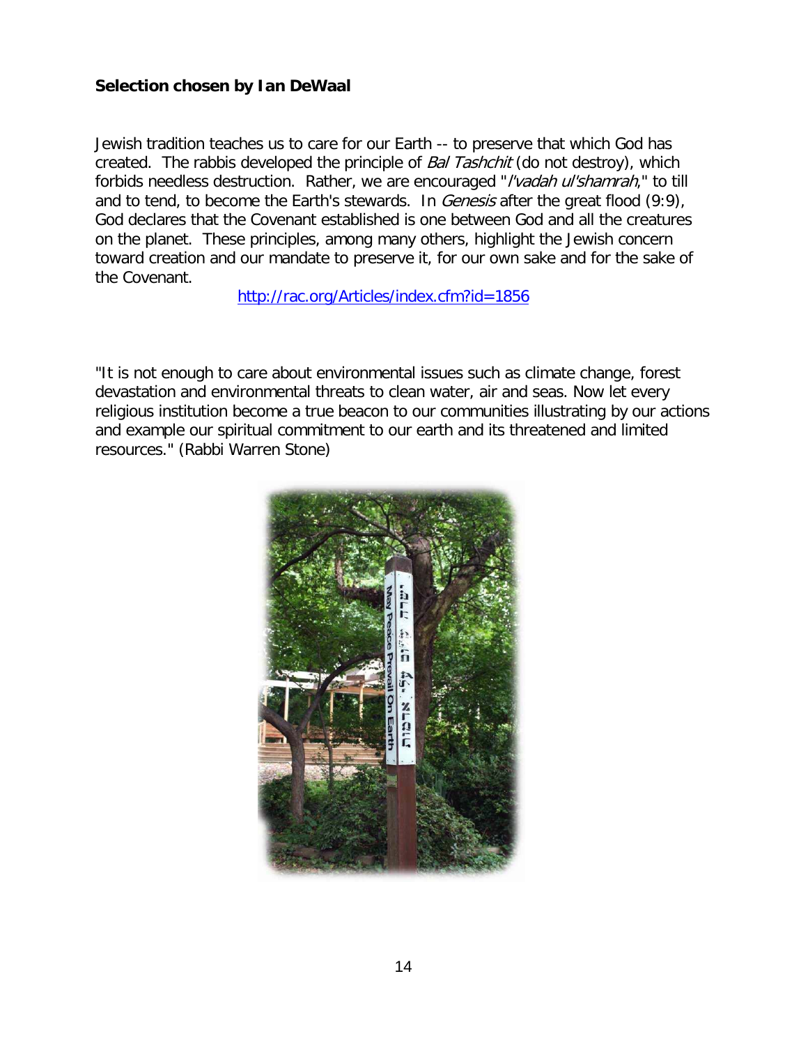**Selection chosen by Ian DeWaal**

Jewish tradition teaches us to care for our Earth -- to preserve that which God has created. The rabbis developed the principle of *Bal Tashchit* (do not destroy), which forbids needless destruction. Rather, we are encouraged "*l'vadah ul'shamrah*," to till and to tend, to become the Earth's stewards. In *Genesis* after the great flood (9:9), God declares that the Covenant established is one between God and all the creatures on the planet. These principles, among many others, highlight the Jewish concern toward creation and our mandate to preserve it, for our own sake and for the sake of the Covenant.

http://rac.org/Articles/index.cfm?id=1856

"It is not enough to care about environmental issues such as climate change, forest devastation and environmental threats to clean water, air and seas. Now let every religious institution become a true beacon to our communities illustrating by our actions and example our spiritual commitment to our earth and its threatened and limited resources." (Rabbi Warren Stone)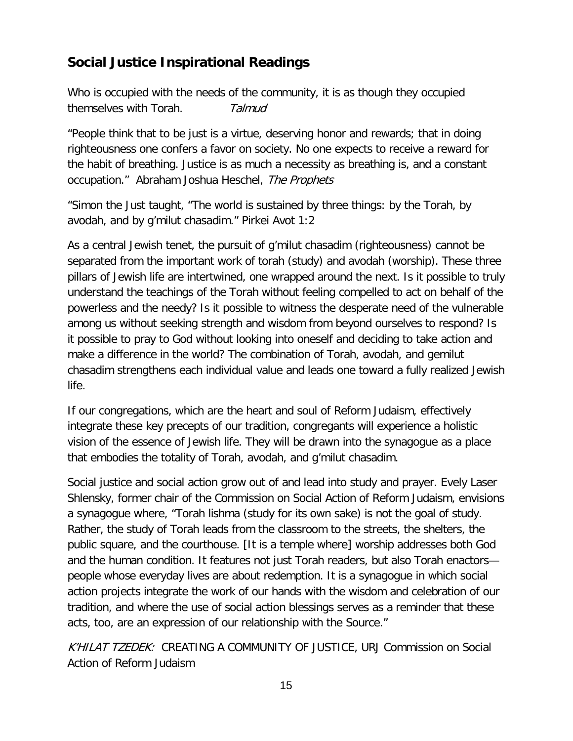## Social Justice Inspirational Readings

Who is occupied with the needs of the community, it is as though they occupied themselves with Torah. *Talmud*

"People think that to be just is a virtue, deserving honor and rewards; that in doing righteousness one confers a favor on society. No one expects to receive a reward for the habit of breathing. Justice is as much a necessity as breathing is, and a constant occupation." Abraham Joshua Heschel, *The Prophets*

"Simon the Just taught, "The world is sustained by three things: by the Torah, by avodah, and by g'milut chasadim." Pirkei Avot 1:2

As a central Jewish tenet, the pursuit of g'milut chasadim (righteousness) cannot be separated from the important work of torah (study) and avodah (worship). These three pillars of Jewish life are intertwined, one wrapped around the next. Is it possible to truly understand the teachings of the Torah without feeling compelled to act on behalf of the powerless and the needy? Is it possible to witness the desperate need of the vulnerable among us without seeking strength and wisdom from beyond ourselves to respond? Is it possible to pray to God without looking into oneself and deciding to take action and make a difference in the world? The combination of Torah, avodah, and gemilut chasadim strengthens each individual value and leads one toward a fully realized Jewish life.

If our congregations, which are the heart and soul of Reform Judaism, effectively integrate these key precepts of our tradition, congregants will experience a holistic vision of the essence of Jewish life. They will be drawn into the synagogue as a place that embodies the totality of Torah, avodah, and g'milut chasadim.

Social justice and social action grow out of and lead into study and prayer. Evely Laser Shlensky, former chair of the Commission on Social Action of Reform Judaism, envisions a synagogue where, "Torah lishma (study for its own sake) is not the goal of study. Rather, the study of Torah leads from the classroom to the streets, the shelters, the public square, and the courthouse. [It is a temple where] worship addresses both God and the human condition. It features not just Torah readers, but also Torah enactors—people whose everyday lives are about redemption. It is a synagogue in which social action projects integrate the work of our hands with the wisdom and celebration of our tradition, and where the use of social action blessings serves as a reminder that these acts, too, are an expression of our relationship with the Source."

*K'HILAT TZEDEK:* CREATING A COMMUNITY OF JUSTICE, URJ Commission on Social Action of Reform Judaism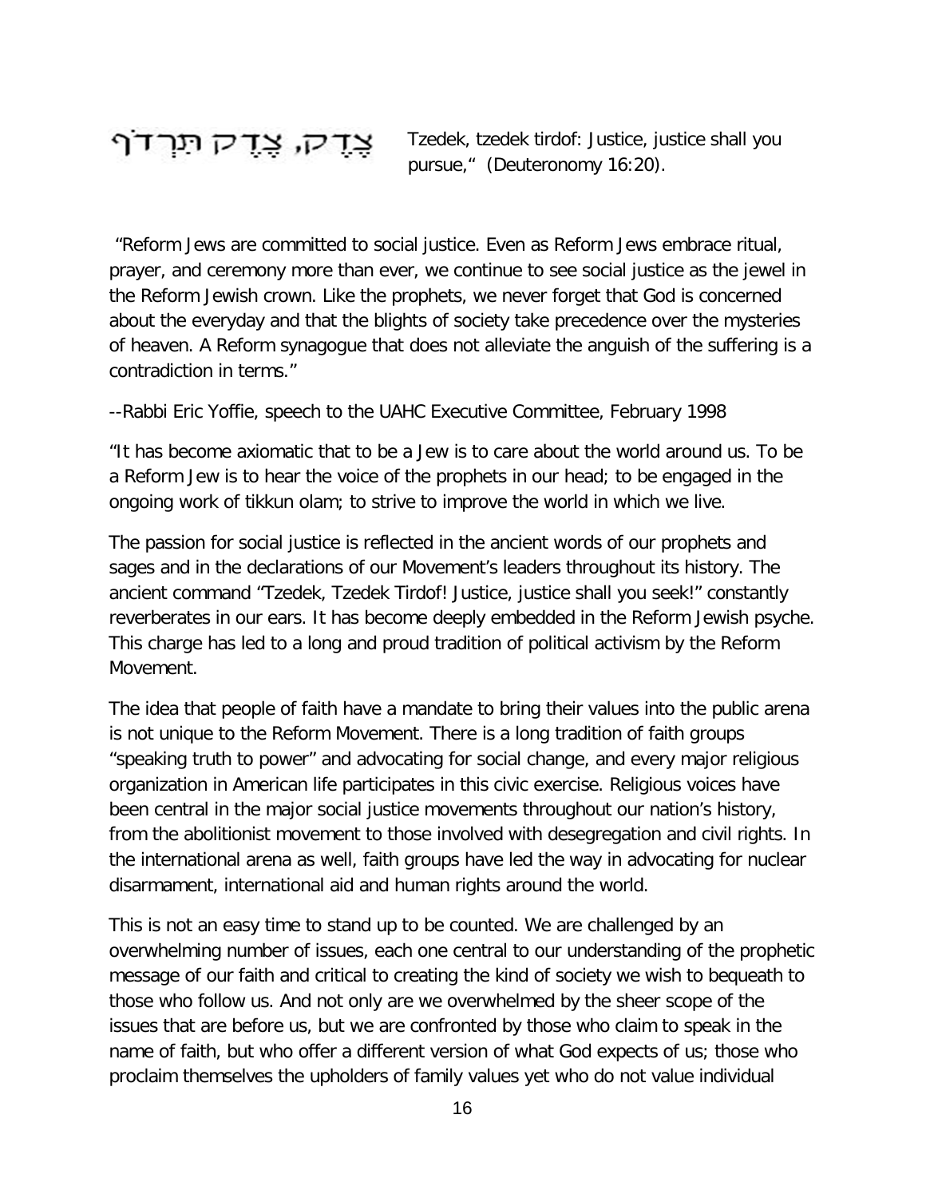צֶדֶק, צֶדֶק תִּרְדֹּף Tzedek, tzedek tirdof: Justice, justice shall you pursue," (Deuteronomy 16:20).

"Reform Jews are committed to social justice. Even as Reform Jews embrace ritual, prayer, and ceremony more than ever, we continue to see social justice as the jewel in the Reform Jewish crown. Like the prophets, we never forget that God is concerned about the everyday and that the blights of society take precedence over the mysteries of heaven. A Reform synagogue that does not alleviate the anguish of the suffering is a contradiction in terms."

--Rabbi Eric Yoffie, speech to the UAHC Executive Committee, February 1998

"It has become axiomatic that to be a Jew is to care about the world around us. To be a Reform Jew is to hear the voice of the prophets in our head; to be engaged in the ongoing work of tikkun olam; to strive to improve the world in which we live.

The passion for social justice is reflected in the ancient words of our prophets and sages and in the declarations of our Movement's leaders throughout its history. The ancient command "Tzedek, Tzedek Tirdof! Justice, justice shall you seek!" constantly reverberates in our ears. It has become deeply embedded in the Reform Jewish psyche. This charge has led to a long and proud tradition of political activism by the Reform Movement.

The idea that people of faith have a mandate to bring their values into the public arena is not unique to the Reform Movement. There is a long tradition of faith groups "speaking truth to power" and advocating for social change, and every major religious organization in American life participates in this civic exercise. Religious voices have been central in the major social justice movements throughout our nation's history, from the abolitionist movement to those involved with desegregation and civil rights. In the international arena as well, faith groups have led the way in advocating for nuclear disarmament, international aid and human rights around the world.

This is not an easy time to stand up to be counted. We are challenged by an overwhelming number of issues, each one central to our understanding of the prophetic message of our faith and critical to creating the kind of society we wish to bequeath to those who follow us. And not only are we overwhelmed by the sheer scope of the issues that are before us, but we are confronted by those who claim to speak in the name of faith, but who offer a different version of what God expects of us; those who proclaim themselves the upholders of family values yet who do not value individual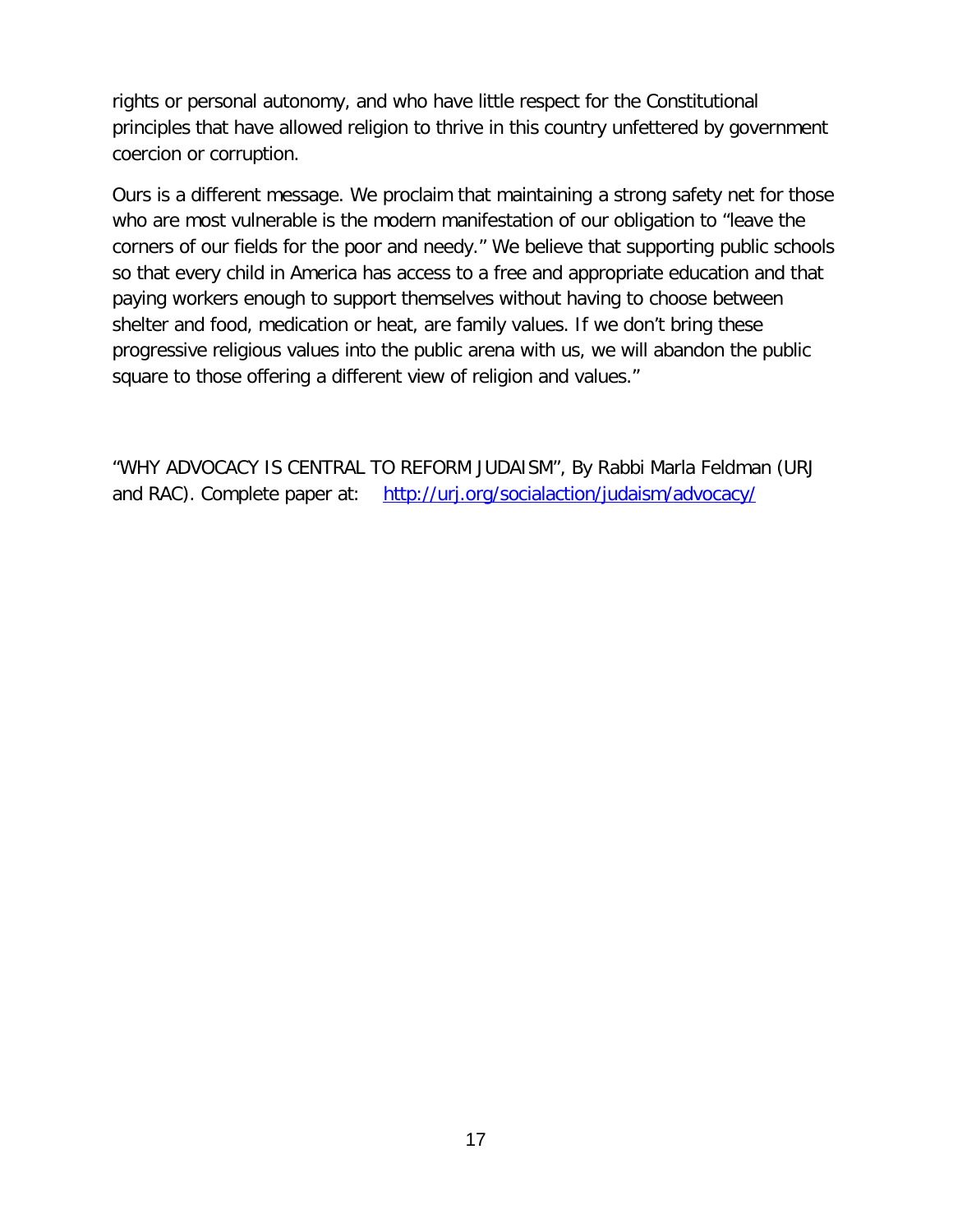rights or personal autonomy, and who have little respect for the Constitutional principles that have allowed religion to thrive in this country unfettered by government coercion or corruption.

Ours is a different message. We proclaim that maintaining a strong safety net for those who are most vulnerable is the modern manifestation of our obligation to "leave the corners of our fields for the poor and needy." We believe that supporting public schools so that every child in America has access to a free and appropriate education and that paying workers enough to support themselves without having to choose between shelter and food, medication or heat, are family values. If we don't bring these progressive religious values into the public arena with us, we will abandon the public square to those offering a different view of religion and values."

"WHY ADVOCACY IS CENTRAL TO REFORM JUDAISM", By Rabbi Marla Feldman (URJ and RAC). Complete paper at: [http://urj.org/socialaction/judaism/advocacy/](http://urj.org/socialaction/judaism/advocacy/)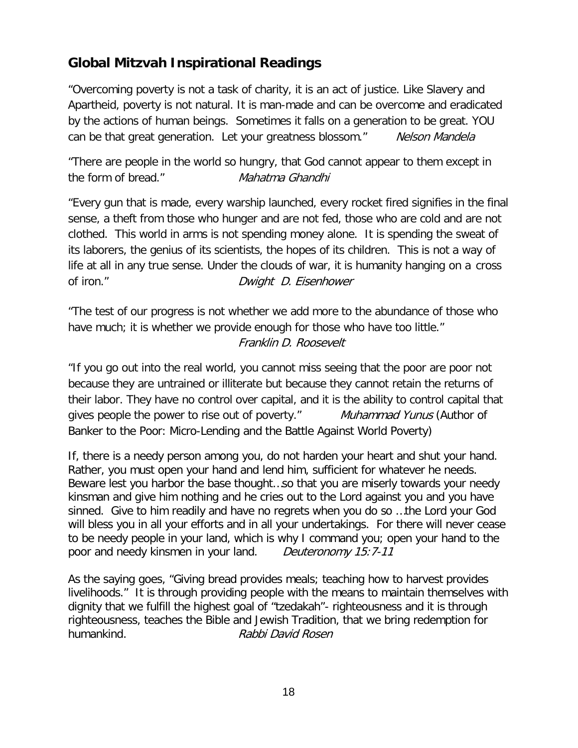## Global Mitzvah Inspirational Readings

"Overcoming poverty is not a task of charity, it is an act of justice. Like Slavery and Apartheid, poverty is not natural. It is man-made and can be overcome and eradicated by the actions of human beings. Sometimes it falls on a generation to be great. YOU can be that great generation. Let your greatness blossom." *Nelson Mandela*

"There are people in the world so hungry, that God cannot appear to them except in the form of bread." *Mahatma Ghandhi*

"Every gun that is made, every warship launched, every rocket fired signifies in the final sense, a theft from those who hunger and are not fed, those who are cold and are not clothed. This world in arms is not spending money alone. It is spending the sweat of its laborers, the genius of its scientists, the hopes of its children. This is not a way of life at all in any true sense. Under the clouds of war, it is humanity hanging on a cross of iron." *Dwight D. Eisenhower*

"The test of our progress is not whether we add more to the abundance of those who have much; it is whether we provide enough for those who have too little." *Franklin D. Roosevelt*

"If you go out into the real world, you cannot miss seeing that the poor are poor not because they are untrained or illiterate but because they cannot retain the returns of their labor. They have no control over capital, and it is the ability to control capital that gives people the power to rise out of poverty." *Muhammad Yunus* (Author of Banker to the Poor: Micro-Lending and the Battle Against World Poverty)

If, there is a needy person among you, do not harden your heart and shut your hand. Rather, you must open your hand and lend him, sufficient for whatever he needs. Beware lest you harbor the base thought…so that you are miserly towards your needy kinsman and give him nothing and he cries out to the Lord against you and you have sinned. Give to him readily and have no regrets when you do so …the Lord your God will bless you in all your efforts and in all your undertakings. For there will never cease to be needy people in your land, which is why I command you; open your hand to the poor and needy kinsmen in your land. *Deuteronomy 15:7-11*

As the saying goes, "Giving bread provides meals; teaching how to harvest provides livelihoods." It is through providing people with the means to maintain themselves with dignity that we fulfill the highest goal of "tzedakah"- righteousness and it is through righteousness, teaches the Bible and Jewish Tradition, that we bring redemption for humankind. *Rabbi David Rosen*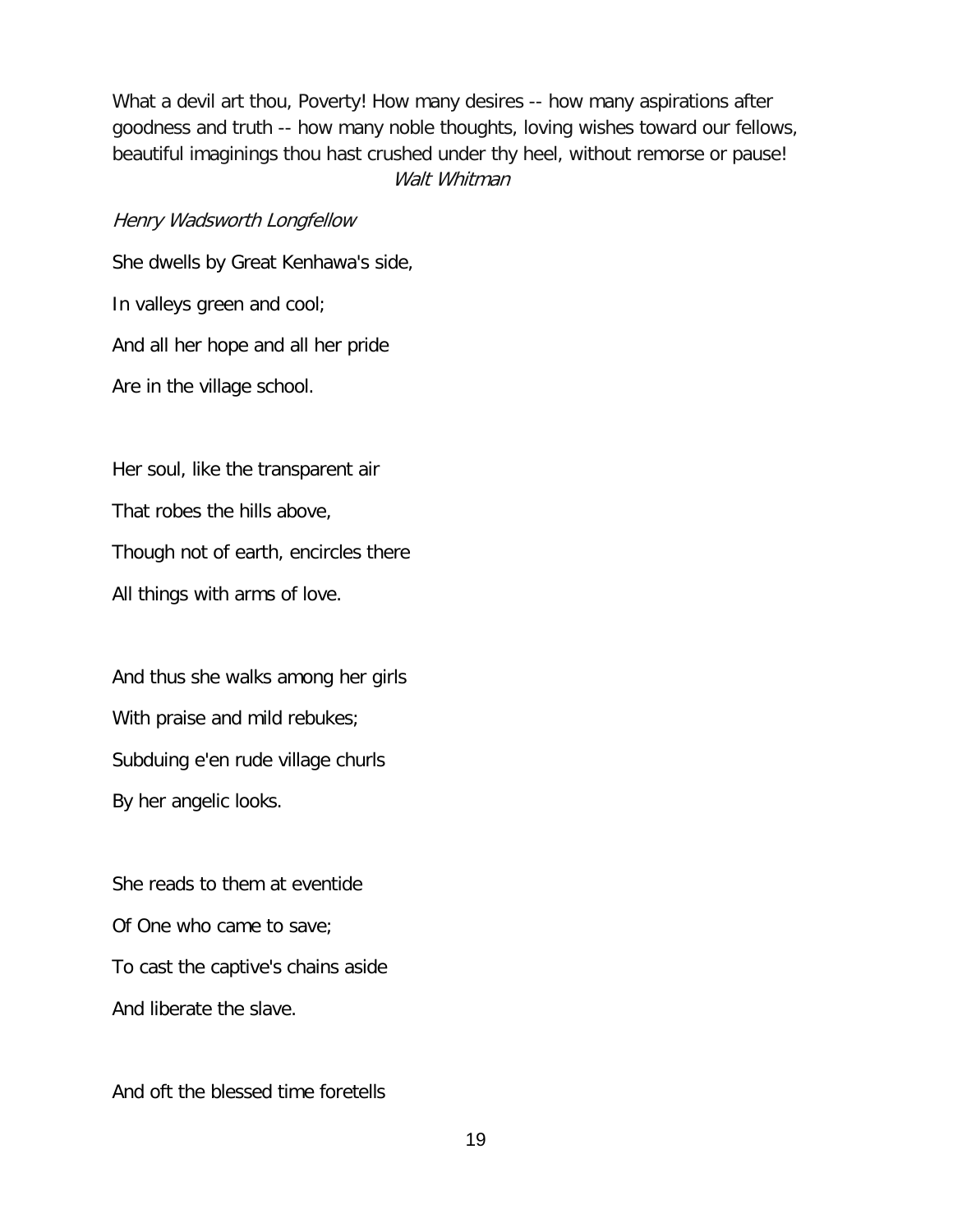What a devil art thou, Poverty! How many desires -- how many aspirations after goodness and truth -- how many noble thoughts, loving wishes toward our fellows, beautiful imaginings thou hast crushed under thy heel, without remorse or pause!
*Walt Whitman*

*Henry Wadsworth Longfellow*

She dwells by Great Kenhawa's side,

In valleys green and cool;

And all her hope and all her pride

Are in the village school.

Her soul, like the transparent air

That robes the hills above,

Though not of earth, encircles there

All things with arms of love.

And thus she walks among her girls

With praise and mild rebukes;

Subduing e'en rude village churls

By her angelic looks.

She reads to them at eventide

Of One who came to save;

To cast the captive's chains aside

And liberate the slave.

And oft the blessed time foretells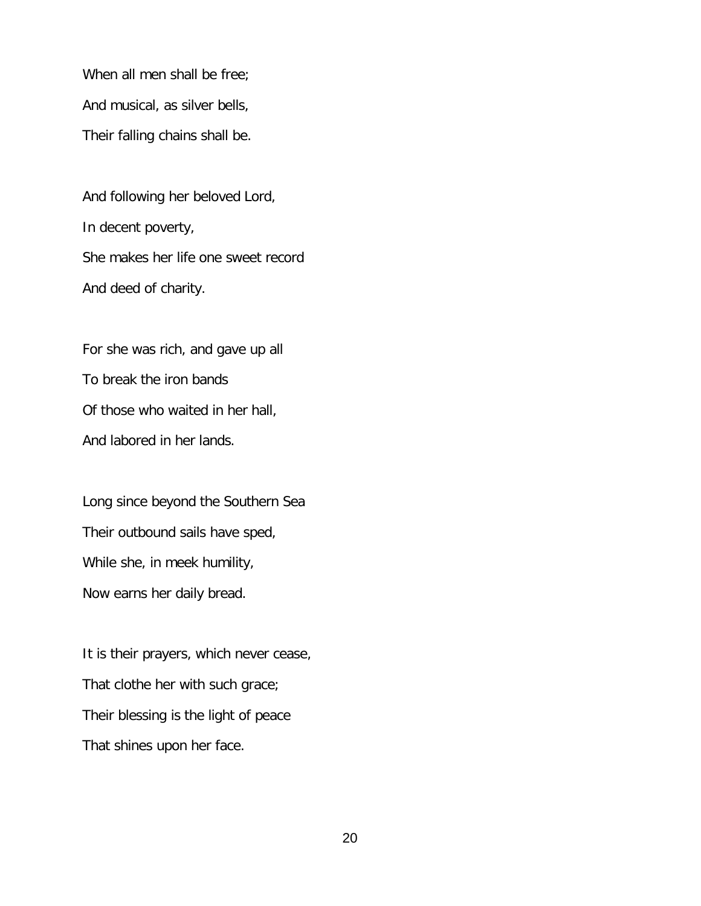When all men shall be free;
And musical, as silver bells,
Their falling chains shall be.

And following her beloved Lord,
In decent poverty,
She makes her life one sweet record
And deed of charity.

For she was rich, and gave up all
To break the iron bands
Of those who waited in her hall,
And labored in her lands.

Long since beyond the Southern Sea
Their outbound sails have sped,
While she, in meek humility,
Now earns her daily bread.

It is their prayers, which never cease,
That clothe her with such grace;
Their blessing is the light of peace
That shines upon her face.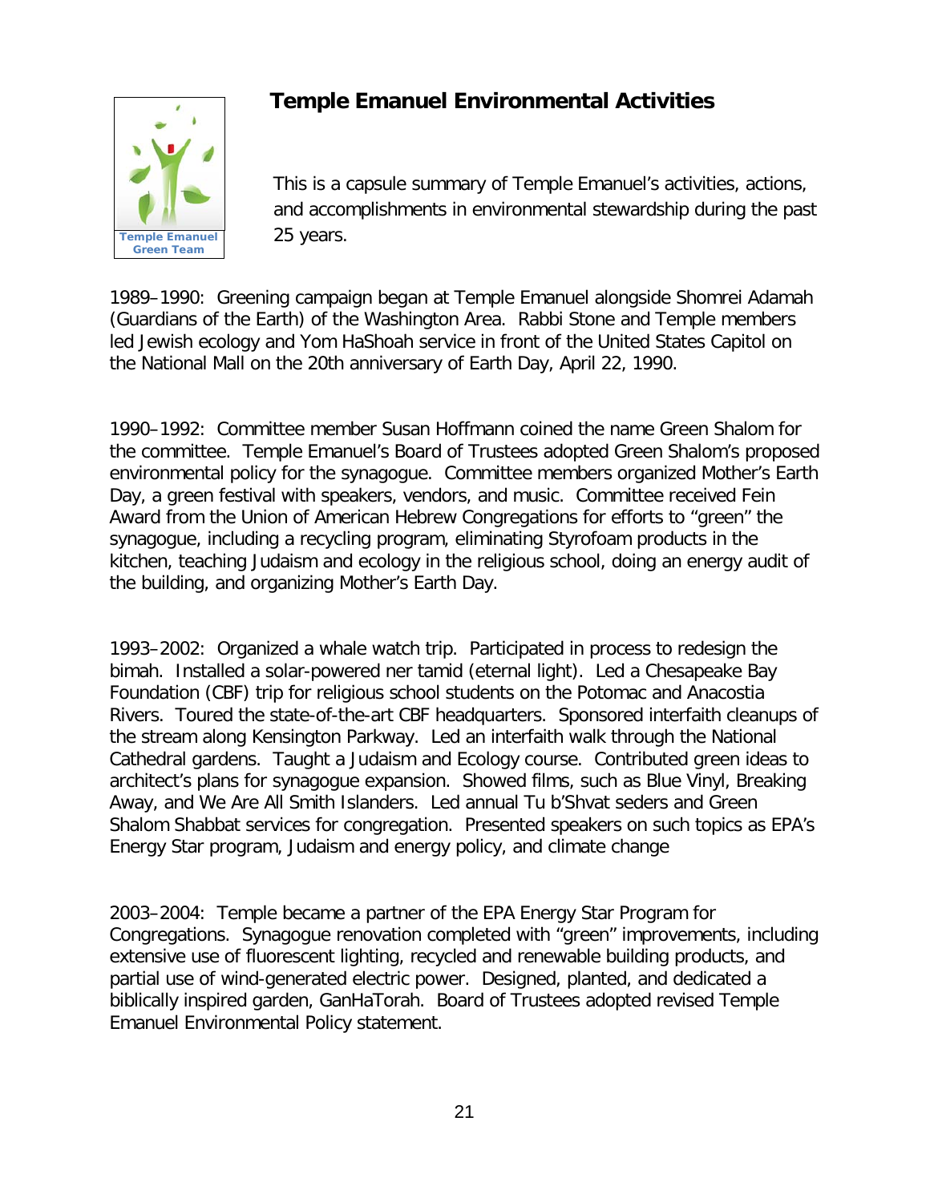Temple Emanuel Green Team

# Temple Emanuel Environmental Activities

This is a capsule summary of Temple Emanuel's activities, actions, and accomplishments in environmental stewardship during the past 25 years.

1989–1990: Greening campaign began at Temple Emanuel alongside Shomrei Adamah (Guardians of the Earth) of the Washington Area. Rabbi Stone and Temple members led Jewish ecology and Yom HaShoah service in front of the United States Capitol on the National Mall on the 20th anniversary of Earth Day, April 22, 1990.

1990–1992: Committee member Susan Hoffmann coined the name Green Shalom for the committee. Temple Emanuel's Board of Trustees adopted Green Shalom's proposed environmental policy for the synagogue. Committee members organized Mother's Earth Day, a green festival with speakers, vendors, and music. Committee received Fein Award from the Union of American Hebrew Congregations for efforts to "green" the synagogue, including a recycling program, eliminating Styrofoam products in the kitchen, teaching Judaism and ecology in the religious school, doing an energy audit of the building, and organizing Mother's Earth Day.

1993–2002: Organized a whale watch trip. Participated in process to redesign the bimah. Installed a solar-powered ner tamid (eternal light). Led a Chesapeake Bay Foundation (CBF) trip for religious school students on the Potomac and Anacostia Rivers. Toured the state-of-the-art CBF headquarters. Sponsored interfaith cleanups of the stream along Kensington Parkway. Led an interfaith walk through the National Cathedral gardens. Taught a Judaism and Ecology course. Contributed green ideas to architect's plans for synagogue expansion. Showed films, such as Blue Vinyl, Breaking Away, and We Are All Smith Islanders. Led annual Tu b'Shvat seders and Green Shalom Shabbat services for congregation. Presented speakers on such topics as EPA's Energy Star program, Judaism and energy policy, and climate change

2003–2004: Temple became a partner of the EPA Energy Star Program for Congregations. Synagogue renovation completed with "green" improvements, including extensive use of fluorescent lighting, recycled and renewable building products, and partial use of wind-generated electric power. Designed, planted, and dedicated a biblically inspired garden, GanHaTorah. Board of Trustees adopted revised Temple Emanuel Environmental Policy statement.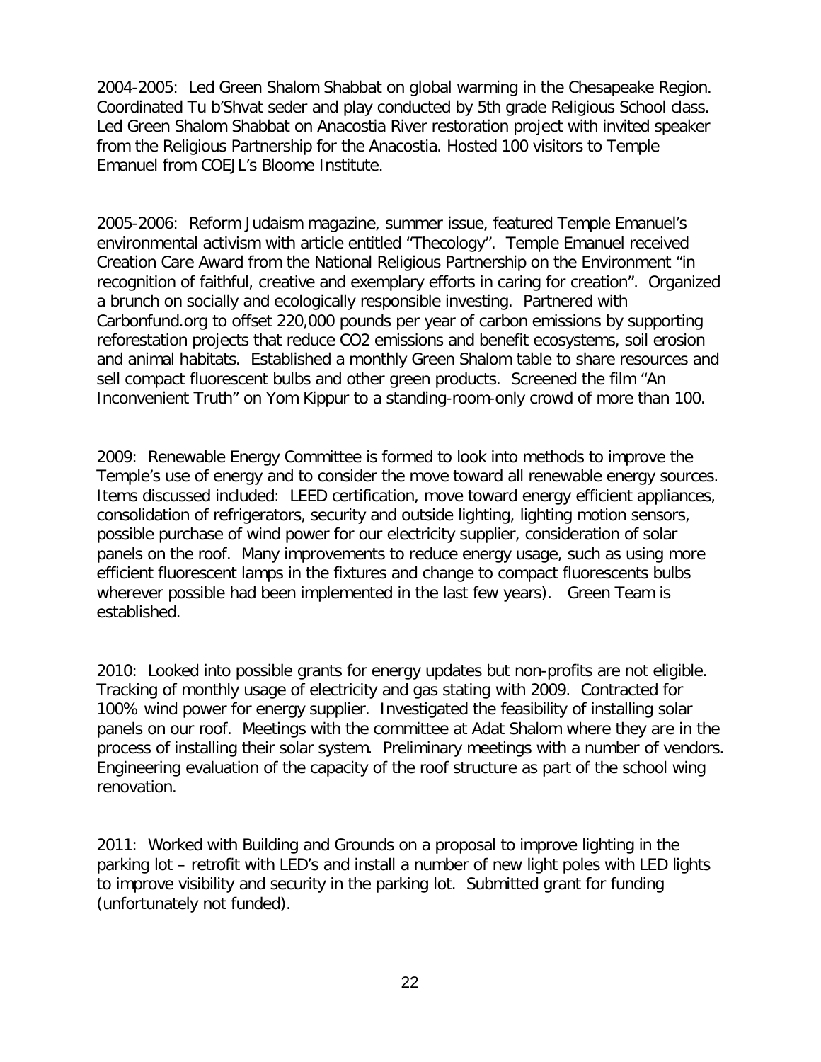2004-2005: Led Green Shalom Shabbat on global warming in the Chesapeake Region. Coordinated Tu b'Shvat seder and play conducted by 5th grade Religious School class. Led Green Shalom Shabbat on Anacostia River restoration project with invited speaker from the Religious Partnership for the Anacostia. Hosted 100 visitors to Temple Emanuel from COEJL's Bloome Institute.

2005-2006: Reform Judaism magazine, summer issue, featured Temple Emanuel's environmental activism with article entitled "Thecology". Temple Emanuel received Creation Care Award from the National Religious Partnership on the Environment "in recognition of faithful, creative and exemplary efforts in caring for creation". Organized a brunch on socially and ecologically responsible investing. Partnered with Carbonfund.org to offset 220,000 pounds per year of carbon emissions by supporting reforestation projects that reduce $CO_2$ emissions and benefit ecosystems, soil erosion and animal habitats. Established a monthly Green Shalom table to share resources and sell compact fluorescent bulbs and other green products. Screened the film "An Inconvenient Truth" on Yom Kippur to a standing-room-only crowd of more than 100.

2009: Renewable Energy Committee is formed to look into methods to improve the Temple's use of energy and to consider the move toward all renewable energy sources. Items discussed included: LEED certification, move toward energy efficient appliances, consolidation of refrigerators, security and outside lighting, lighting motion sensors, possible purchase of wind power for our electricity supplier, consideration of solar panels on the roof. Many improvements to reduce energy usage, such as using more efficient fluorescent lamps in the fixtures and change to compact fluorescents bulbs wherever possible had been implemented in the last few years). Green Team is established.

2010: Looked into possible grants for energy updates but non-profits are not eligible. Tracking of monthly usage of electricity and gas stating with 2009. Contracted for 100% wind power for energy supplier. Investigated the feasibility of installing solar panels on our roof. Meetings with the committee at Adat Shalom where they are in the process of installing their solar system. Preliminary meetings with a number of vendors. Engineering evaluation of the capacity of the roof structure as part of the school wing renovation.

2011: Worked with Building and Grounds on a proposal to improve lighting in the parking lot – retrofit with LED's and install a number of new light poles with LED lights to improve visibility and security in the parking lot. Submitted grant for funding (unfortunately not funded).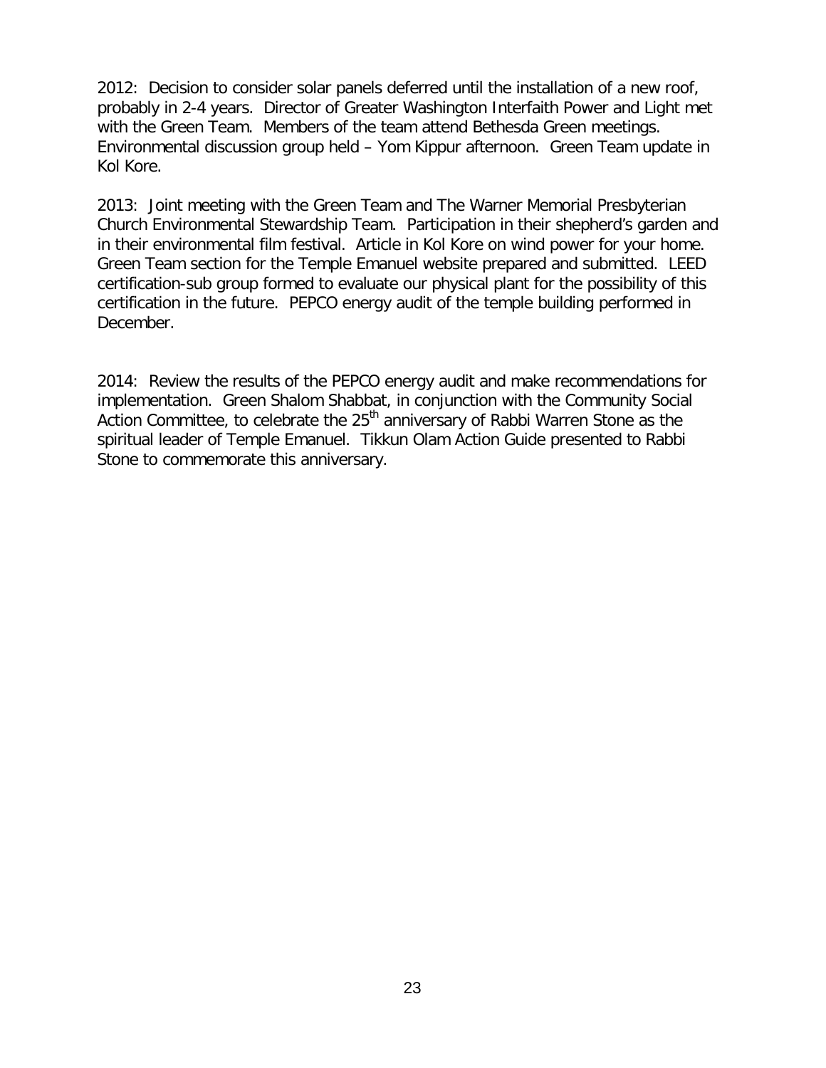2012: Decision to consider solar panels deferred until the installation of a new roof, probably in 2-4 years. Director of Greater Washington Interfaith Power and Light met with the Green Team. Members of the team attend Bethesda Green meetings. Environmental discussion group held – Yom Kippur afternoon. Green Team update in Kol Kore.

2013: Joint meeting with the Green Team and The Warner Memorial Presbyterian Church Environmental Stewardship Team. Participation in their shepherd's garden and in their environmental film festival. Article in Kol Kore on wind power for your home. Green Team section for the Temple Emanuel website prepared and submitted. LEED certification-sub group formed to evaluate our physical plant for the possibility of this certification in the future. PEPCO energy audit of the temple building performed in December.

2014: Review the results of the PEPCO energy audit and make recommendations for implementation. Green Shalom Shabbat, in conjunction with the Community Social Action Committee, to celebrate the 25th anniversary of Rabbi Warren Stone as the spiritual leader of Temple Emanuel. Tikkun Olam Action Guide presented to Rabbi Stone to commemorate this anniversary.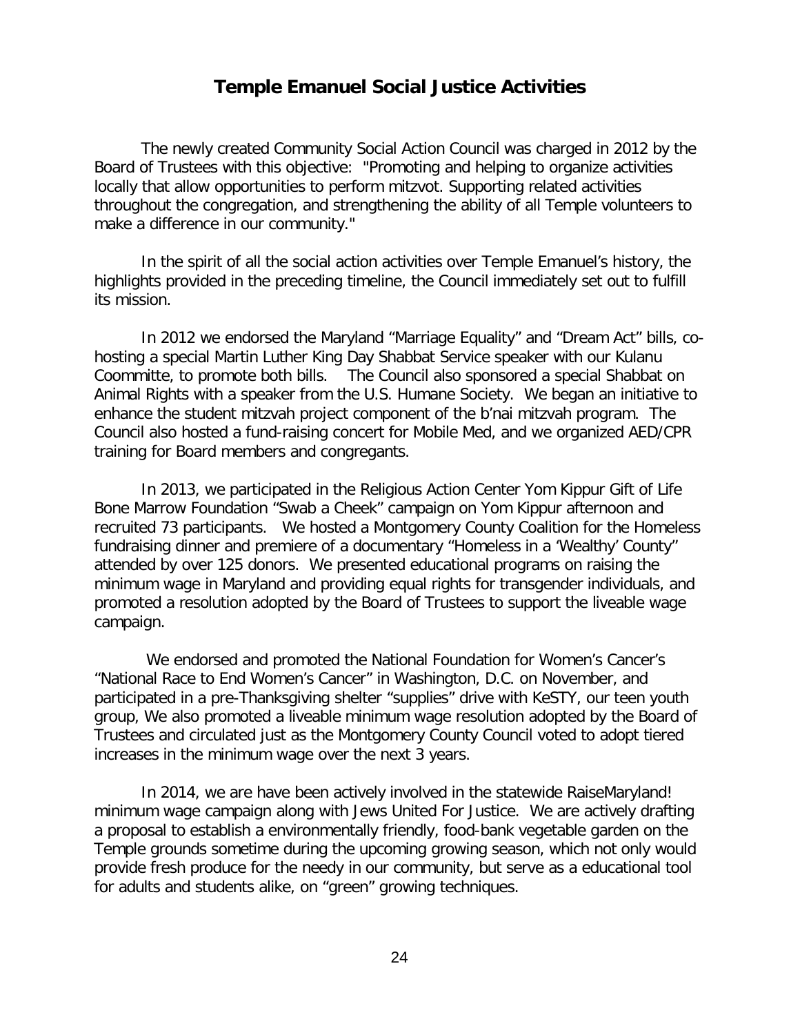## Temple Emanuel Social Justice Activities

The newly created Community Social Action Council was charged in 2012 by the Board of Trustees with this objective: "Promoting and helping to organize activities locally that allow opportunities to perform mitzvot. Supporting related activities throughout the congregation, and strengthening the ability of all Temple volunteers to make a difference in our community."

In the spirit of all the social action activities over Temple Emanuel's history, the highlights provided in the preceding timeline, the Council immediately set out to fulfill its mission.

In 2012 we endorsed the Maryland "Marriage Equality" and "Dream Act" bills, co-hosting a special Martin Luther King Day Shabbat Service speaker with our Kulanu Coommitte, to promote both bills. The Council also sponsored a special Shabbat on Animal Rights with a speaker from the U.S. Humane Society. We began an initiative to enhance the student mitzvah project component of the b'nai mitzvah program. The Council also hosted a fund-raising concert for Mobile Med, and we organized AED/CPR training for Board members and congregants.

In 2013, we participated in the Religious Action Center Yom Kippur Gift of Life Bone Marrow Foundation "Swab a Cheek" campaign on Yom Kippur afternoon and recruited 73 participants. We hosted a Montgomery County Coalition for the Homeless fundraising dinner and premiere of a documentary "Homeless in a 'Wealthy' County" attended by over 125 donors. We presented educational programs on raising the minimum wage in Maryland and providing equal rights for transgender individuals, and promoted a resolution adopted by the Board of Trustees to support the liveable wage campaign.

We endorsed and promoted the National Foundation for Women's Cancer's "National Race to End Women's Cancer" in Washington, D.C. on November, and participated in a pre-Thanksgiving shelter "supplies" drive with KeSTY, our teen youth group, We also promoted a liveable minimum wage resolution adopted by the Board of Trustees and circulated just as the Montgomery County Council voted to adopt tiered increases in the minimum wage over the next 3 years.

In 2014, we are have been actively involved in the statewide RaiseMaryland! minimum wage campaign along with Jews United For Justice. We are actively drafting a proposal to establish a environmentally friendly, food-bank vegetable garden on the Temple grounds sometime during the upcoming growing season, which not only would provide fresh produce for the needy in our community, but serve as a educational tool for adults and students alike, on "green" growing techniques.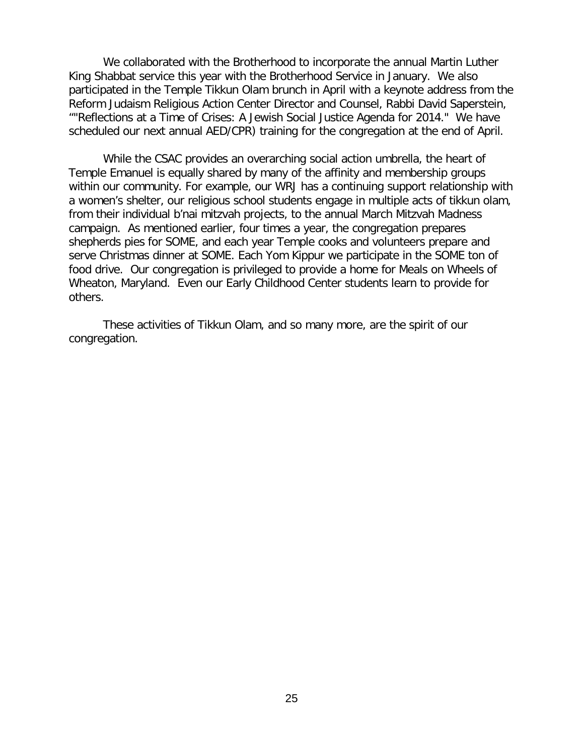We collaborated with the Brotherhood to incorporate the annual Martin Luther King Shabbat service this year with the Brotherhood Service in January. We also participated in the Temple Tikkun Olam brunch in April with a keynote address from the Reform Judaism Religious Action Center Director and Counsel, Rabbi David Saperstein, ""Reflections at a Time of Crises: A Jewish Social Justice Agenda for 2014." We have scheduled our next annual AED/CPR) training for the congregation at the end of April.

While the CSAC provides an overarching social action umbrella, the heart of Temple Emanuel is equally shared by many of the affinity and membership groups within our community. For example, our WRJ has a continuing support relationship with a women's shelter, our religious school students engage in multiple acts of tikkun olam, from their individual b'nai mitzvah projects, to the annual March Mitzvah Madness campaign. As mentioned earlier, four times a year, the congregation prepares shepherds pies for SOME, and each year Temple cooks and volunteers prepare and serve Christmas dinner at SOME. Each Yom Kippur we participate in the SOME ton of food drive. Our congregation is privileged to provide a home for Meals on Wheels of Wheaton, Maryland. Even our Early Childhood Center students learn to provide for others.

These activities of Tikkun Olam, and so many more, are the spirit of our congregation.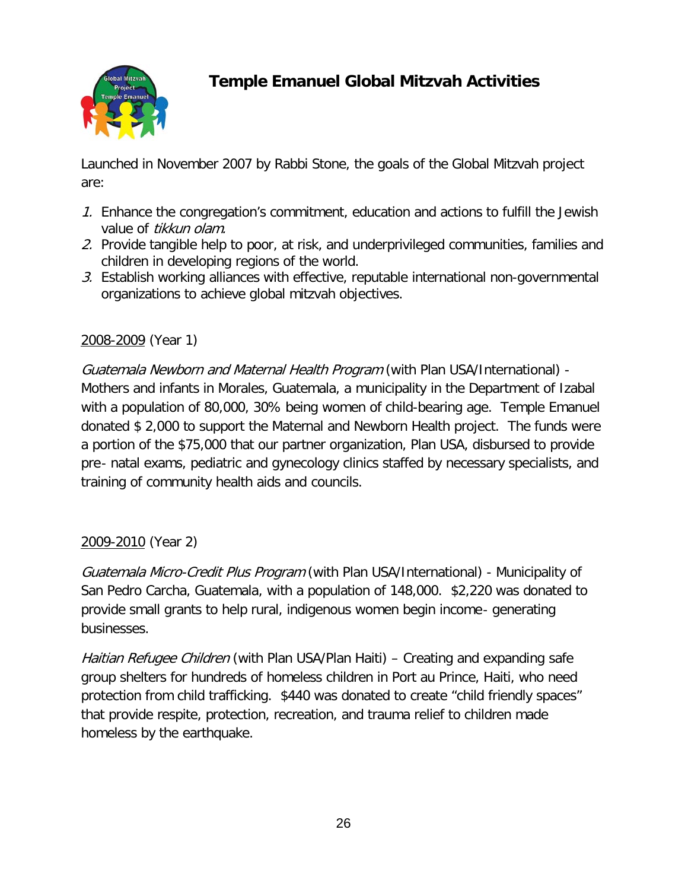# Temple Emanuel Global Mitzvah Activities

Launched in November 2007 by Rabbi Stone, the goals of the Global Mitzvah project are:

1. Enhance the congregation's commitment, education and actions to fulfill the Jewish value of *tikkun olam*.
2. Provide tangible help to poor, at risk, and underprivileged communities, families and children in developing regions of the world.
3. Establish working alliances with effective, reputable international non-governmental organizations to achieve global mitzvah objectives.

<u>2008-2009</u> (Year 1)

*Guatemala Newborn and Maternal Health Program* (with Plan USA/International) - Mothers and infants in Morales, Guatemala, a municipality in the Department of Izabal with a population of 80,000, 30% being women of child-bearing age. Temple Emanuel donated $ 2,000 to support the Maternal and Newborn Health project. The funds were a portion of the $75,000 that our partner organization, Plan USA, disbursed to provide pre- natal exams, pediatric and gynecology clinics staffed by necessary specialists, and training of community health aids and councils.

<u>2009-2010</u> (Year 2)

*Guatemala Micro-Credit Plus Program* (with Plan USA/International) - Municipality of San Pedro Carcha, Guatemala, with a population of 148,000. $2,220 was donated to provide small grants to help rural, indigenous women begin income- generating businesses.

*Haitian Refugee Children* (with Plan USA/Plan Haiti) – Creating and expanding safe group shelters for hundreds of homeless children in Port au Prince, Haiti, who need protection from child trafficking. $440 was donated to create "child friendly spaces" that provide respite, protection, recreation, and trauma relief to children made homeless by the earthquake.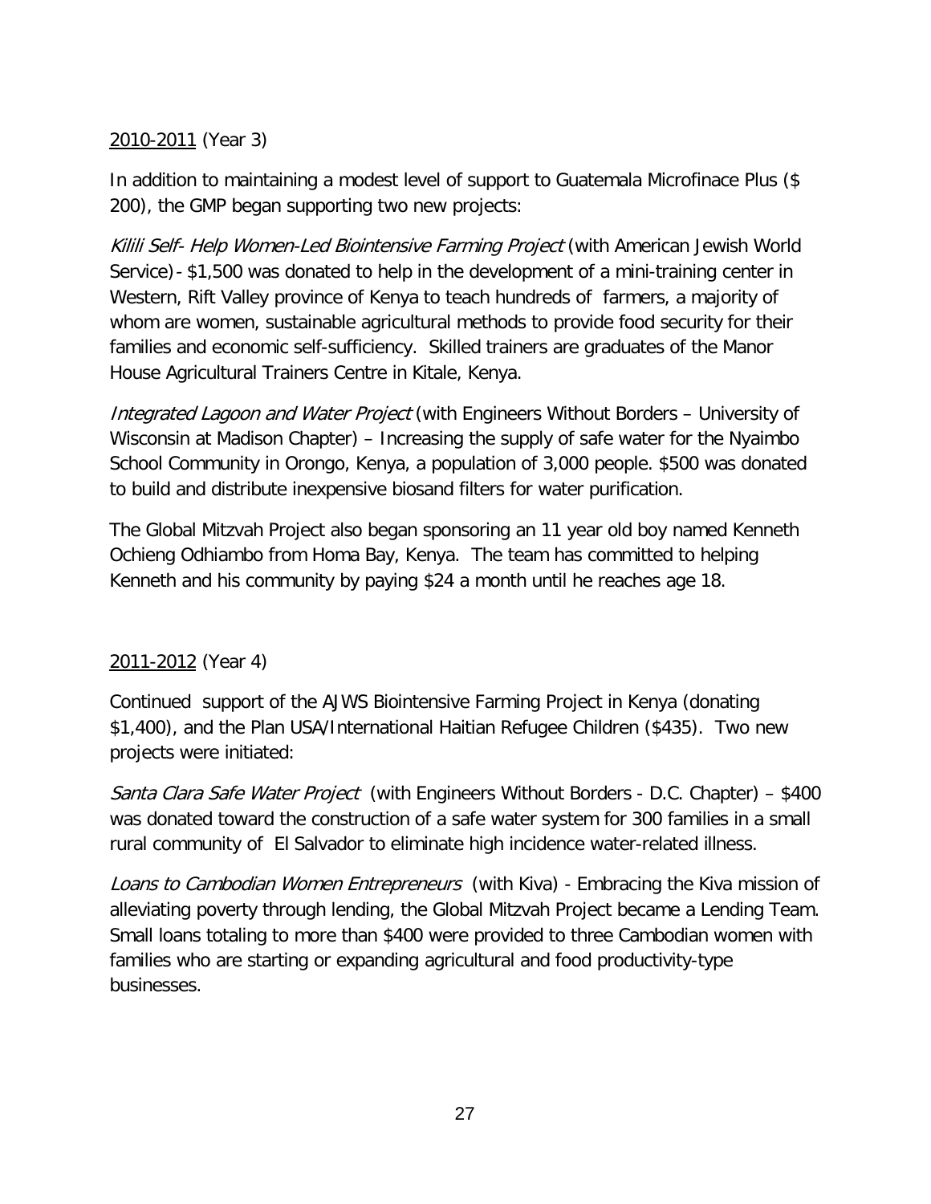2010-2011 (Year 3)

In addition to maintaining a modest level of support to Guatemala Microfinace Plus ($ 200), the GMP began supporting two new projects:

*Kilili Self- Help Women-Led Biointensive Farming Project* (with American Jewish World Service)- $1,500 was donated to help in the development of a mini-training center in Western, Rift Valley province of Kenya to teach hundreds of farmers, a majority of whom are women, sustainable agricultural methods to provide food security for their families and economic self-sufficiency. Skilled trainers are graduates of the Manor House Agricultural Trainers Centre in Kitale, Kenya.

*Integrated Lagoon and Water Project* (with Engineers Without Borders – University of Wisconsin at Madison Chapter) – Increasing the supply of safe water for the Nyaimbo School Community in Orongo, Kenya, a population of 3,000 people. $500 was donated to build and distribute inexpensive biosand filters for water purification.

The Global Mitzvah Project also began sponsoring an 11 year old boy named Kenneth Ochieng Odhiambo from Homa Bay, Kenya. The team has committed to helping Kenneth and his community by paying $24 a month until he reaches age 18.

2011-2012 (Year 4)

Continued support of the AJWS Biointensive Farming Project in Kenya (donating $1,400), and the Plan USA/International Haitian Refugee Children ($435). Two new projects were initiated:

*Santa Clara Safe Water Project* (with Engineers Without Borders - D.C. Chapter) – $400 was donated toward the construction of a safe water system for 300 families in a small rural community of El Salvador to eliminate high incidence water-related illness.

*Loans to Cambodian Women Entrepreneurs* (with Kiva) - Embracing the Kiva mission of alleviating poverty through lending, the Global Mitzvah Project became a Lending Team. Small loans totaling to more than $400 were provided to three Cambodian women with families who are starting or expanding agricultural and food productivity-type businesses.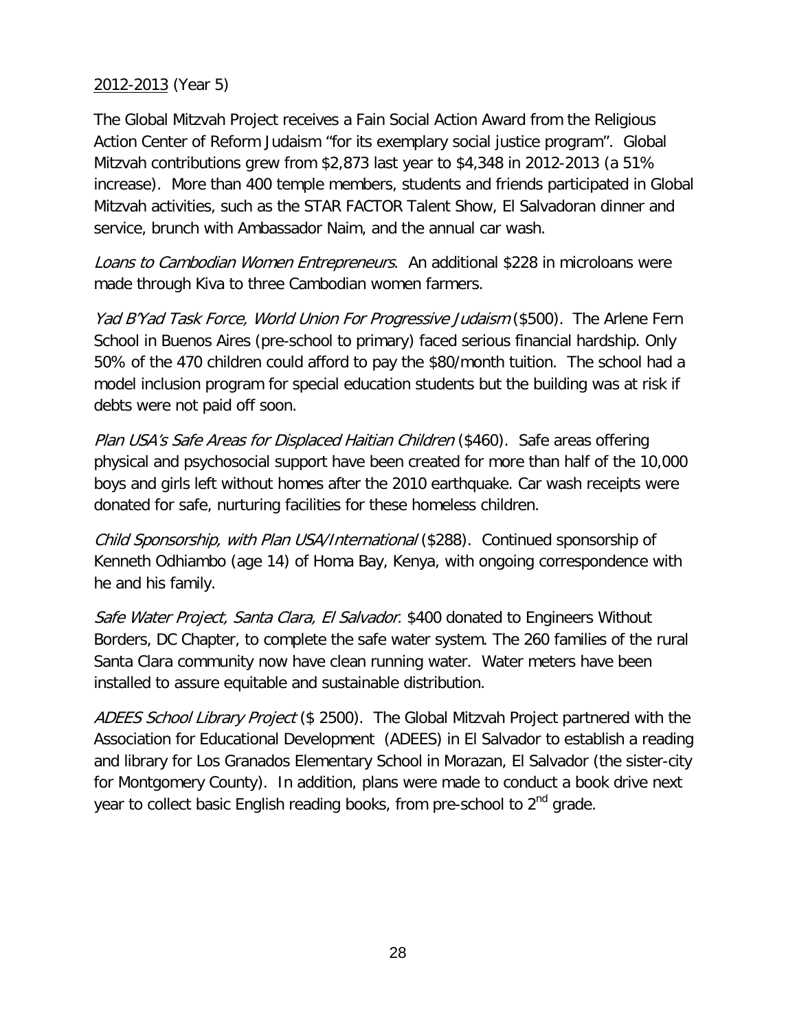2012-2013 (Year 5)

The Global Mitzvah Project receives a Fain Social Action Award from the Religious Action Center of Reform Judaism "for its exemplary social justice program". Global Mitzvah contributions grew from $2,873 last year to $4,348 in 2012-2013 (a 51% increase). More than 400 temple members, students and friends participated in Global Mitzvah activities, such as the STAR FACTOR Talent Show, El Salvadoran dinner and service, brunch with Ambassador Naim, and the annual car wash.

*Loans to Cambodian Women Entrepreneurs*. An additional $228 in microloans were made through Kiva to three Cambodian women farmers.

*Yad B'Yad Task Force, World Union For Progressive Judaism* ($500). The Arlene Fern School in Buenos Aires (pre-school to primary) faced serious financial hardship. Only 50% of the 470 children could afford to pay the $80/month tuition. The school had a model inclusion program for special education students but the building was at risk if debts were not paid off soon.

*Plan USA's Safe Areas for Displaced Haitian Children* ($460). Safe areas offering physical and psychosocial support have been created for more than half of the 10,000 boys and girls left without homes after the 2010 earthquake. Car wash receipts were donated for safe, nurturing facilities for these homeless children.

*Child Sponsorship, with Plan USA/International* ($288). Continued sponsorship of Kenneth Odhiambo (age 14) of Homa Bay, Kenya, with ongoing correspondence with he and his family.

*Safe Water Project, Santa Clara, El Salvador*. $400 donated to Engineers Without Borders, DC Chapter, to complete the safe water system. The 260 families of the rural Santa Clara community now have clean running water. Water meters have been installed to assure equitable and sustainable distribution.

*ADEES School Library Project* ($ 2500). The Global Mitzvah Project partnered with the Association for Educational Development (ADEES) in El Salvador to establish a reading and library for Los Granados Elementary School in Morazan, El Salvador (the sister-city for Montgomery County). In addition, plans were made to conduct a book drive next year to collect basic English reading books, from pre-school to 2nd grade.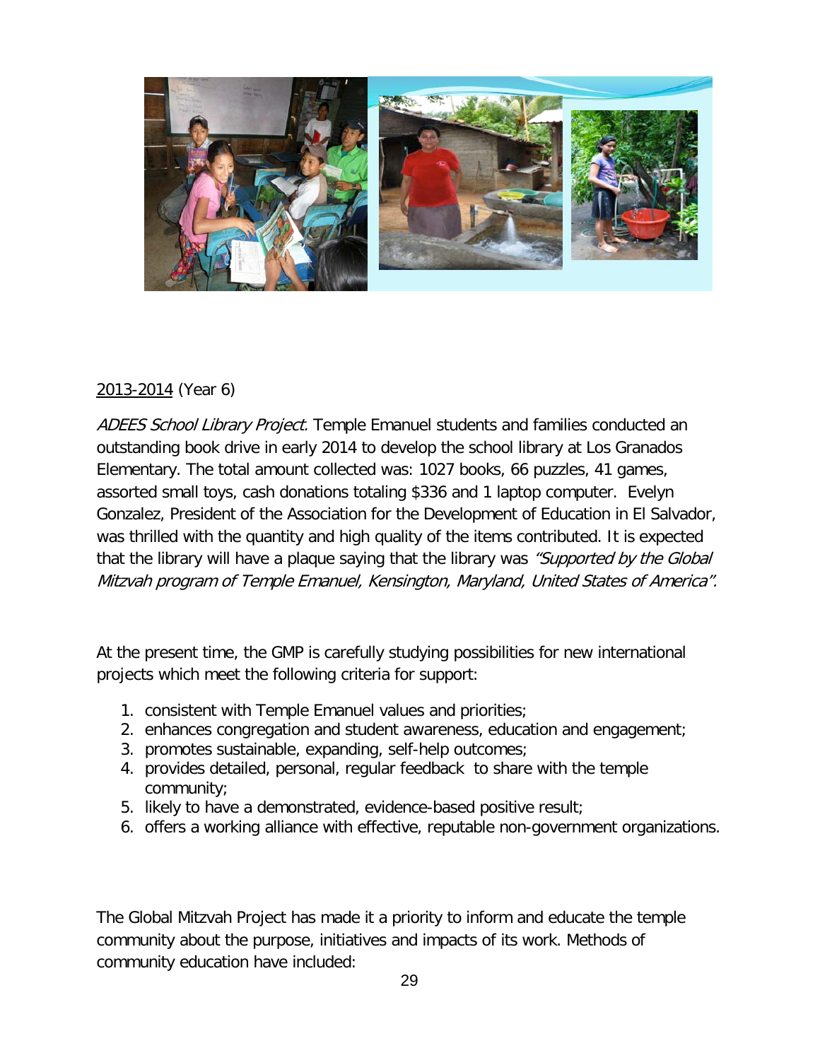<u>2013-2014</u> (Year 6)

*ADEES School Library Project*. Temple Emanuel students and families conducted an outstanding book drive in early 2014 to develop the school library at Los Granados Elementary. The total amount collected was: 1027 books, 66 puzzles, 41 games, assorted small toys, cash donations totaling $336 and 1 laptop computer. Evelyn Gonzalez, President of the Association for the Development of Education in El Salvador, was thrilled with the quantity and high quality of the items contributed. It is expected that the library will have a plaque saying that the library was *"Supported by the Global Mitzvah program of Temple Emanuel, Kensington, Maryland, United States of America".*

At the present time, the GMP is carefully studying possibilities for new international projects which meet the following criteria for support:

1. consistent with Temple Emanuel values and priorities;
2. enhances congregation and student awareness, education and engagement;
3. promotes sustainable, expanding, self-help outcomes;
4. provides detailed, personal, regular feedback to share with the temple community;
5. likely to have a demonstrated, evidence-based positive result;
6. offers a working alliance with effective, reputable non-government organizations.

The Global Mitzvah Project has made it a priority to inform and educate the temple community about the purpose, initiatives and impacts of its work. Methods of community education have included: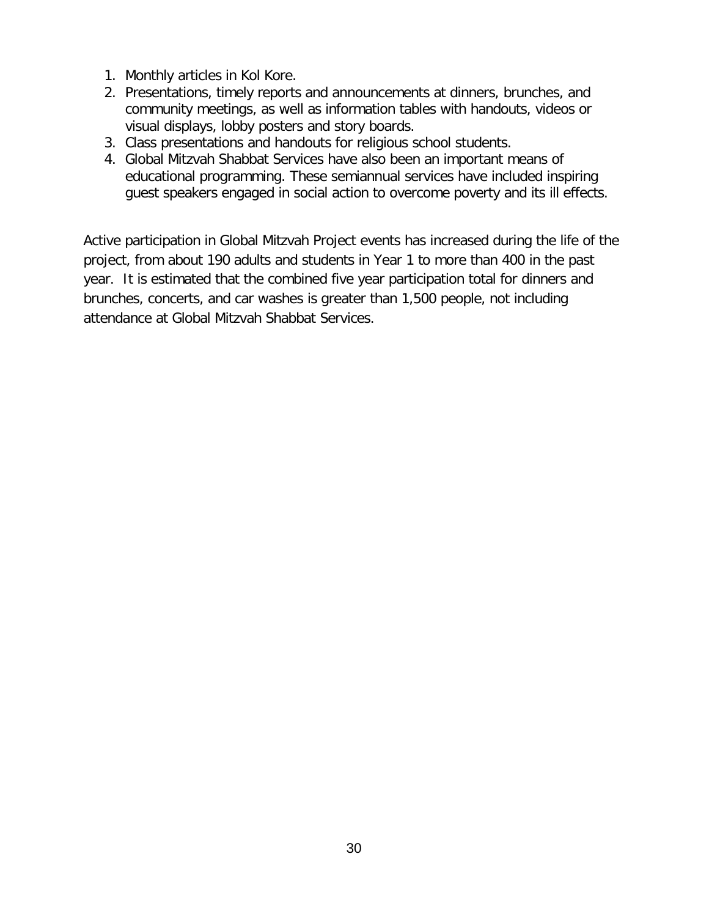1. Monthly articles in Kol Kore.
2. Presentations, timely reports and announcements at dinners, brunches, and community meetings, as well as information tables with handouts, videos or visual displays, lobby posters and story boards.
3. Class presentations and handouts for religious school students.
4. Global Mitzvah Shabbat Services have also been an important means of educational programming. These semiannual services have included inspiring guest speakers engaged in social action to overcome poverty and its ill effects.

Active participation in Global Mitzvah Project events has increased during the life of the project, from about 190 adults and students in Year 1 to more than 400 in the past year. It is estimated that the combined five year participation total for dinners and brunches, concerts, and car washes is greater than 1,500 people, not including attendance at Global Mitzvah Shabbat Services.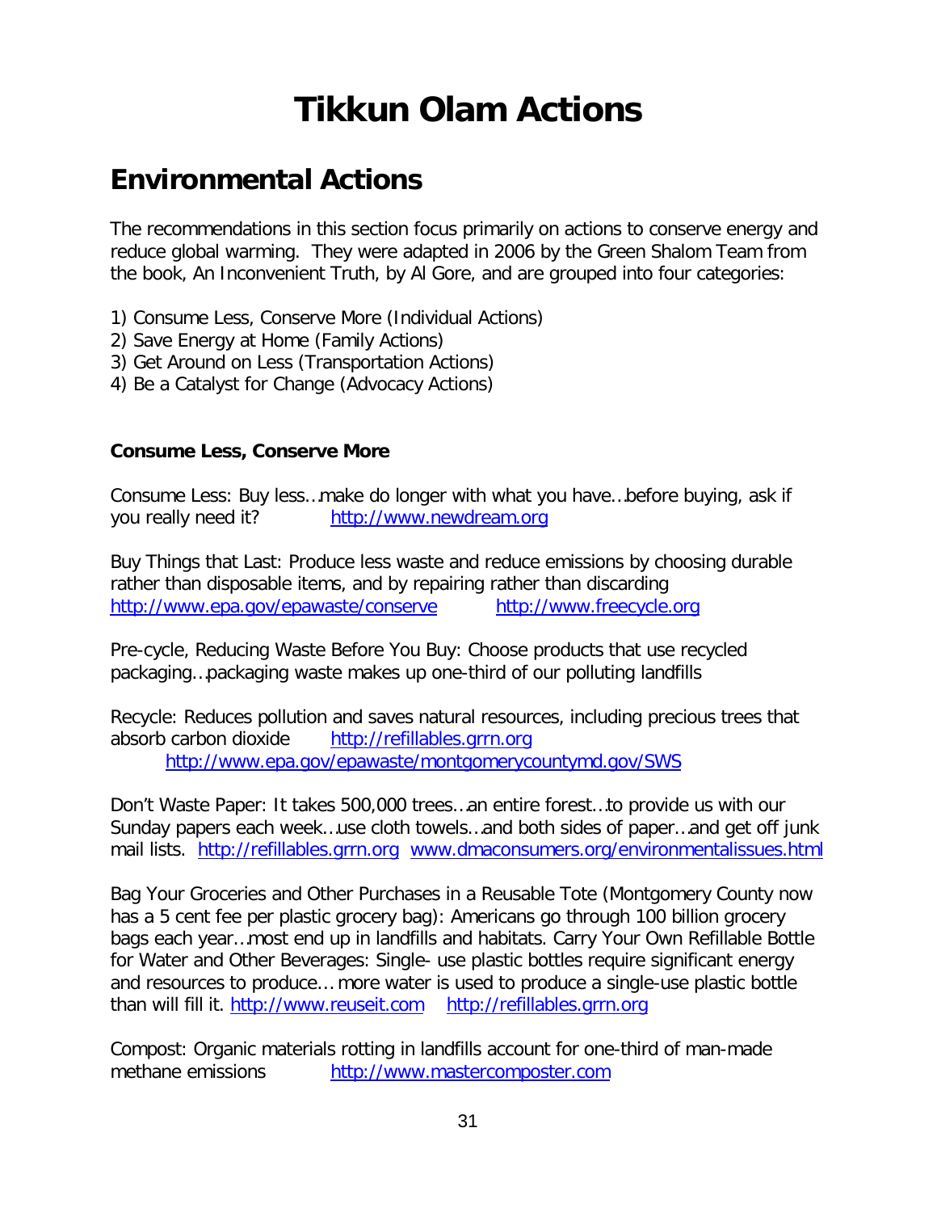# Tikkun Olam Actions

## Environmental Actions

The recommendations in this section focus primarily on actions to conserve energy and reduce global warming. They were adapted in 2006 by the Green Shalom Team from the book, An Inconvenient Truth, by Al Gore, and are grouped into four categories:

1) Consume Less, Conserve More (Individual Actions)
2) Save Energy at Home (Family Actions)
3) Get Around on Less (Transportation Actions)
4) Be a Catalyst for Change (Advocacy Actions)

**Consume Less, Conserve More**

Consume Less: Buy less…make do longer with what you have…before buying, ask if you really need it? http://www.newdream.org

Buy Things that Last: Produce less waste and reduce emissions by choosing durable rather than disposable items, and by repairing rather than discarding http://www.epa.gov/epawaste/conserve http://www.freecycle.org

Pre-cycle, Reducing Waste Before You Buy: Choose products that use recycled packaging…packaging waste makes up one-third of our polluting landfills

Recycle: Reduces pollution and saves natural resources, including precious trees that absorb carbon dioxide http://refillables.grrn.org http://www.epa.gov/epawaste/montgomerycountymd.gov/SWS

Don't Waste Paper: It takes 500,000 trees…an entire forest…to provide us with our Sunday papers each week…use cloth towels…and both sides of paper…and get off junk mail lists. http://refillables.grrn.org www.dmaconsumers.org/environmentalissues.html

Bag Your Groceries and Other Purchases in a Reusable Tote (Montgomery County now has a 5 cent fee per plastic grocery bag): Americans go through 100 billion grocery bags each year…most end up in landfills and habitats. Carry Your Own Refillable Bottle for Water and Other Beverages: Single- use plastic bottles require significant energy and resources to produce… more water is used to produce a single-use plastic bottle than will fill it. http://www.reuseit.com http://refillables.grrn.org

Compost: Organic materials rotting in landfills account for one-third of man-made methane emissions http://www.mastercomposter.com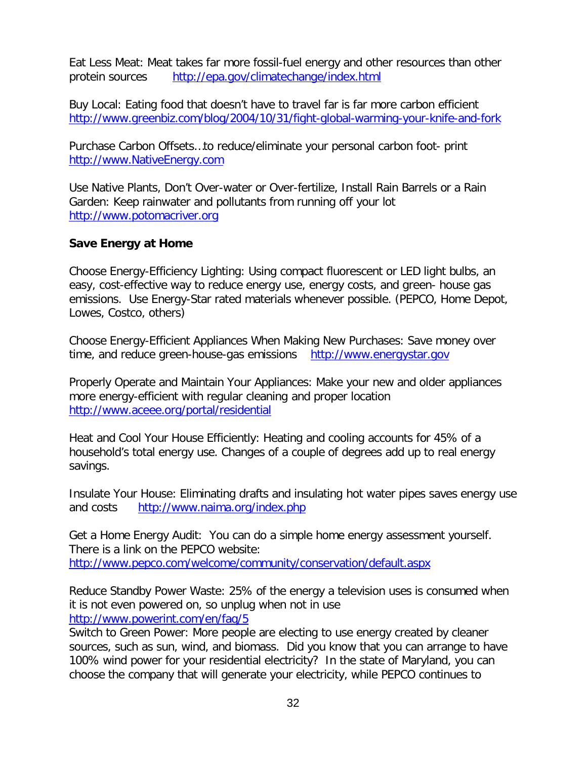Eat Less Meat: Meat takes far more fossil-fuel energy and other resources than other protein sources http://epa.gov/climatechange/index.html

Buy Local: Eating food that doesn't have to travel far is far more carbon efficient http://www.greenbiz.com/blog/2004/10/31/fight-global-warming-your-knife-and-fork

Purchase Carbon Offsets…to reduce/eliminate your personal carbon foot- print http://www.NativeEnergy.com

Use Native Plants, Don't Over-water or Over-fertilize, Install Rain Barrels or a Rain Garden: Keep rainwater and pollutants from running off your lot http://www.potomacriver.org

**Save Energy at Home**

Choose Energy-Efficiency Lighting: Using compact fluorescent or LED light bulbs, an easy, cost-effective way to reduce energy use, energy costs, and green- house gas emissions. Use Energy-Star rated materials whenever possible. (PEPCO, Home Depot, Lowes, Costco, others)

Choose Energy-Efficient Appliances When Making New Purchases: Save money over time, and reduce green-house-gas emissions http://www.energystar.gov

Properly Operate and Maintain Your Appliances: Make your new and older appliances more energy-efficient with regular cleaning and proper location http://www.aceee.org/portal/residential

Heat and Cool Your House Efficiently: Heating and cooling accounts for 45% of a household's total energy use. Changes of a couple of degrees add up to real energy savings.

Insulate Your House: Eliminating drafts and insulating hot water pipes saves energy use and costs http://www.naima.org/index.php

Get a Home Energy Audit: You can do a simple home energy assessment yourself. There is a link on the PEPCO website: http://www.pepco.com/welcome/community/conservation/default.aspx

Reduce Standby Power Waste: 25% of the energy a television uses is consumed when it is not even powered on, so unplug when not in use http://www.powerint.com/en/faq/5

Switch to Green Power: More people are electing to use energy created by cleaner sources, such as sun, wind, and biomass. Did you know that you can arrange to have 100% wind power for your residential electricity? In the state of Maryland, you can choose the company that will generate your electricity, while PEPCO continues to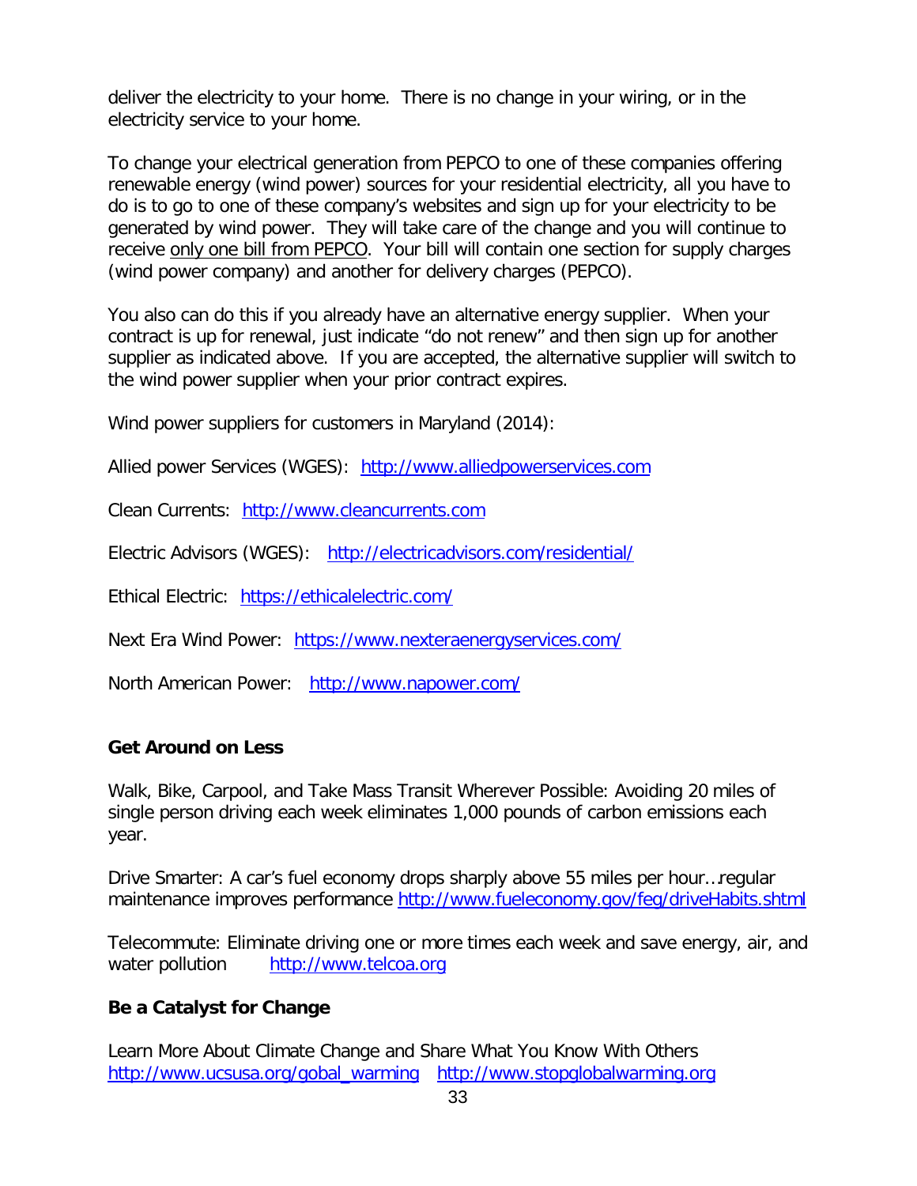deliver the electricity to your home. There is no change in your wiring, or in the electricity service to your home.

To change your electrical generation from PEPCO to one of these companies offering renewable energy (wind power) sources for your residential electricity, all you have to do is to go to one of these company's websites and sign up for your electricity to be generated by wind power. They will take care of the change and you will continue to receive only one bill from PEPCO. Your bill will contain one section for supply charges (wind power company) and another for delivery charges (PEPCO).

You also can do this if you already have an alternative energy supplier. When your contract is up for renewal, just indicate "do not renew" and then sign up for another supplier as indicated above. If you are accepted, the alternative supplier will switch to the wind power supplier when your prior contract expires.

Wind power suppliers for customers in Maryland (2014):

Allied power Services (WGES): http://www.alliedpowerservices.com

Clean Currents: http://www.cleancurrents.com

Electric Advisors (WGES): http://electricadvisors.com/residential/

Ethical Electric: https://ethicalelectric.com/

Next Era Wind Power: https://www.nexteraenergyservices.com/

North American Power: http://www.napower.com/

**Get Around on Less**

Walk, Bike, Carpool, and Take Mass Transit Wherever Possible: Avoiding 20 miles of single person driving each week eliminates 1,000 pounds of carbon emissions each year.

Drive Smarter: A car's fuel economy drops sharply above 55 miles per hour…regular maintenance improves performance http://www.fueleconomy.gov/feg/driveHabits.shtml

Telecommute: Eliminate driving one or more times each week and save energy, air, and water pollution http://www.telcoa.org

**Be a Catalyst for Change**

Learn More About Climate Change and Share What You Know With Others
http://www.ucsusa.org/gobal_warming http://www.stopglobalwarming.org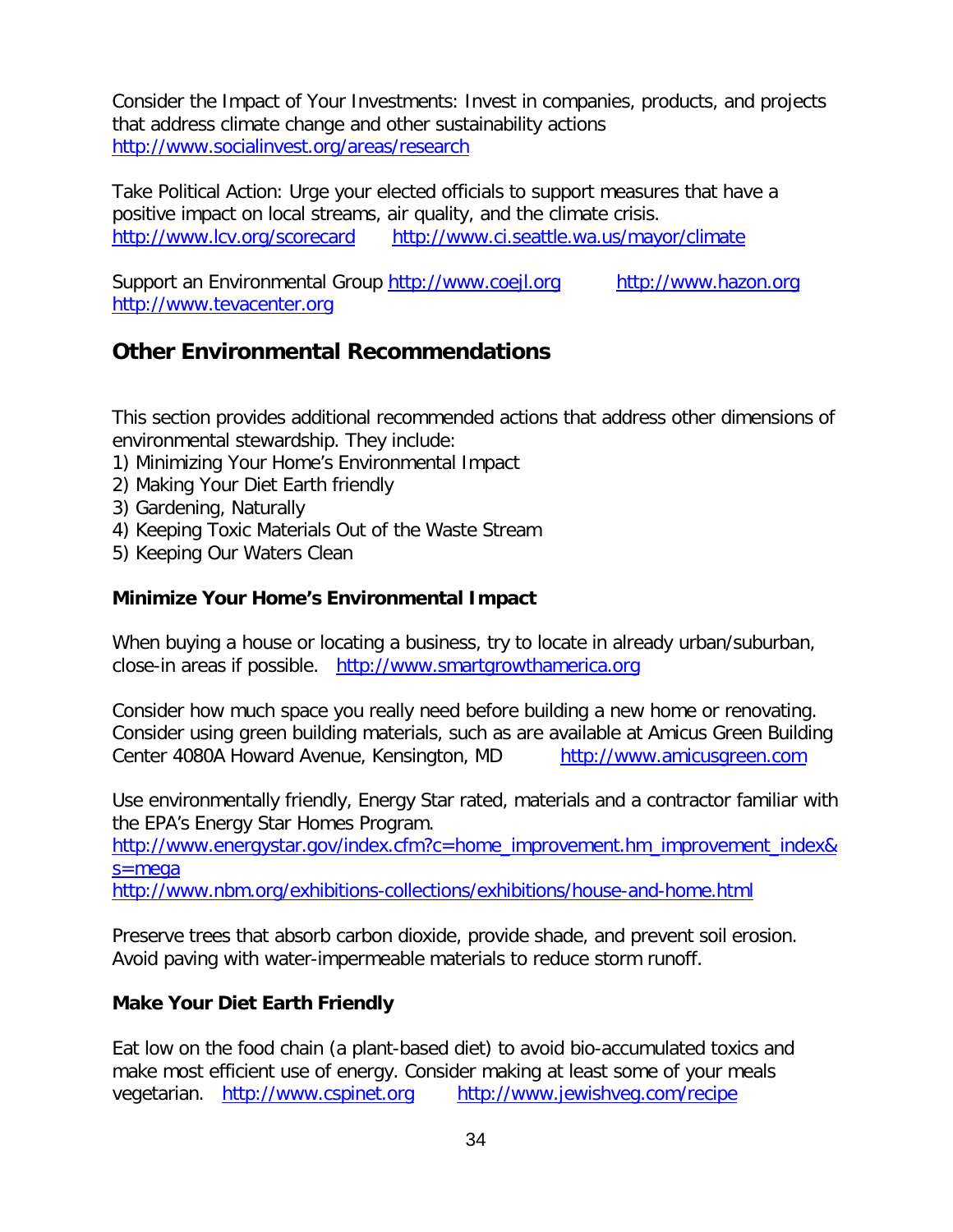Consider the Impact of Your Investments: Invest in companies, products, and projects that address climate change and other sustainability actions http://www.socialinvest.org/areas/research

Take Political Action: Urge your elected officials to support measures that have a positive impact on local streams, air quality, and the climate crisis.
http://www.lcv.org/scorecard http://www.ci.seattle.wa.us/mayor/climate

Support an Environmental Group http://www.coejl.org http://www.hazon.org http://www.tevacenter.org

## Other Environmental Recommendations

This section provides additional recommended actions that address other dimensions of environmental stewardship. They include:
1) Minimizing Your Home's Environmental Impact
2) Making Your Diet Earth friendly
3) Gardening, Naturally
4) Keeping Toxic Materials Out of the Waste Stream
5) Keeping Our Waters Clean

### Minimize Your Home's Environmental Impact

When buying a house or locating a business, try to locate in already urban/suburban, close-in areas if possible. http://www.smartgrowthamerica.org

Consider how much space you really need before building a new home or renovating. Consider using green building materials, such as are available at Amicus Green Building Center 4080A Howard Avenue, Kensington, MD http://www.amicusgreen.com

Use environmentally friendly, Energy Star rated, materials and a contractor familiar with the EPA's Energy Star Homes Program.
http://www.energystar.gov/index.cfm?c=home_improvement.hm_improvement_index&s=mega
http://www.nbm.org/exhibitions-collections/exhibitions/house-and-home.html

Preserve trees that absorb carbon dioxide, provide shade, and prevent soil erosion. Avoid paving with water-impermeable materials to reduce storm runoff.

### Make Your Diet Earth Friendly

Eat low on the food chain (a plant-based diet) to avoid bio-accumulated toxics and make most efficient use of energy. Consider making at least some of your meals vegetarian. http://www.cspinet.org http://www.jewishveg.com/recipe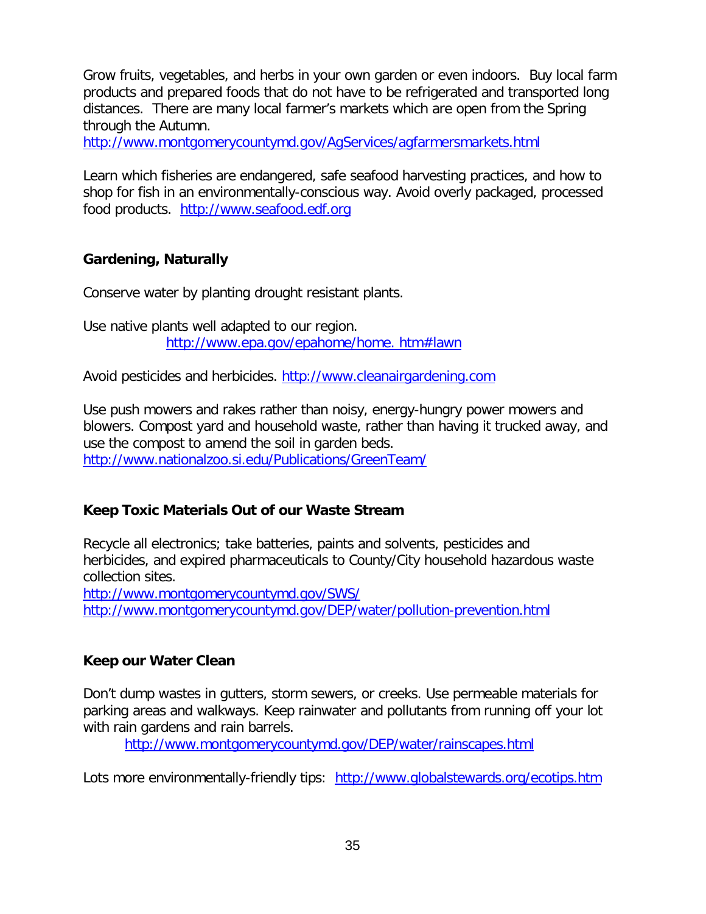Grow fruits, vegetables, and herbs in your own garden or even indoors. Buy local farm products and prepared foods that do not have to be refrigerated and transported long distances. There are many local farmer's markets which are open from the Spring through the Autumn.
http://www.montgomerycountymd.gov/AgServices/agfarmersmarkets.html

Learn which fisheries are endangered, safe seafood harvesting practices, and how to shop for fish in an environmentally-conscious way. Avoid overly packaged, processed food products. http://www.seafood.edf.org

## Gardening, Naturally

Conserve water by planting drought resistant plants.

Use native plants well adapted to our region.
http://www.epa.gov/epahome/home. htm#lawn

Avoid pesticides and herbicides. http://www.cleanairgardening.com

Use push mowers and rakes rather than noisy, energy-hungry power mowers and blowers. Compost yard and household waste, rather than having it trucked away, and use the compost to amend the soil in garden beds.
http://www.nationalzoo.si.edu/Publications/GreenTeam/

## Keep Toxic Materials Out of our Waste Stream

Recycle all electronics; take batteries, paints and solvents, pesticides and herbicides, and expired pharmaceuticals to County/City household hazardous waste collection sites.
http://www.montgomerycountymd.gov/SWS/
http://www.montgomerycountymd.gov/DEP/water/pollution-prevention.html

## Keep our Water Clean

Don't dump wastes in gutters, storm sewers, or creeks. Use permeable materials for parking areas and walkways. Keep rainwater and pollutants from running off your lot with rain gardens and rain barrels.
http://www.montgomerycountymd.gov/DEP/water/rainscapes.html

Lots more environmentally-friendly tips: http://www.globalstewards.org/ecotips.htm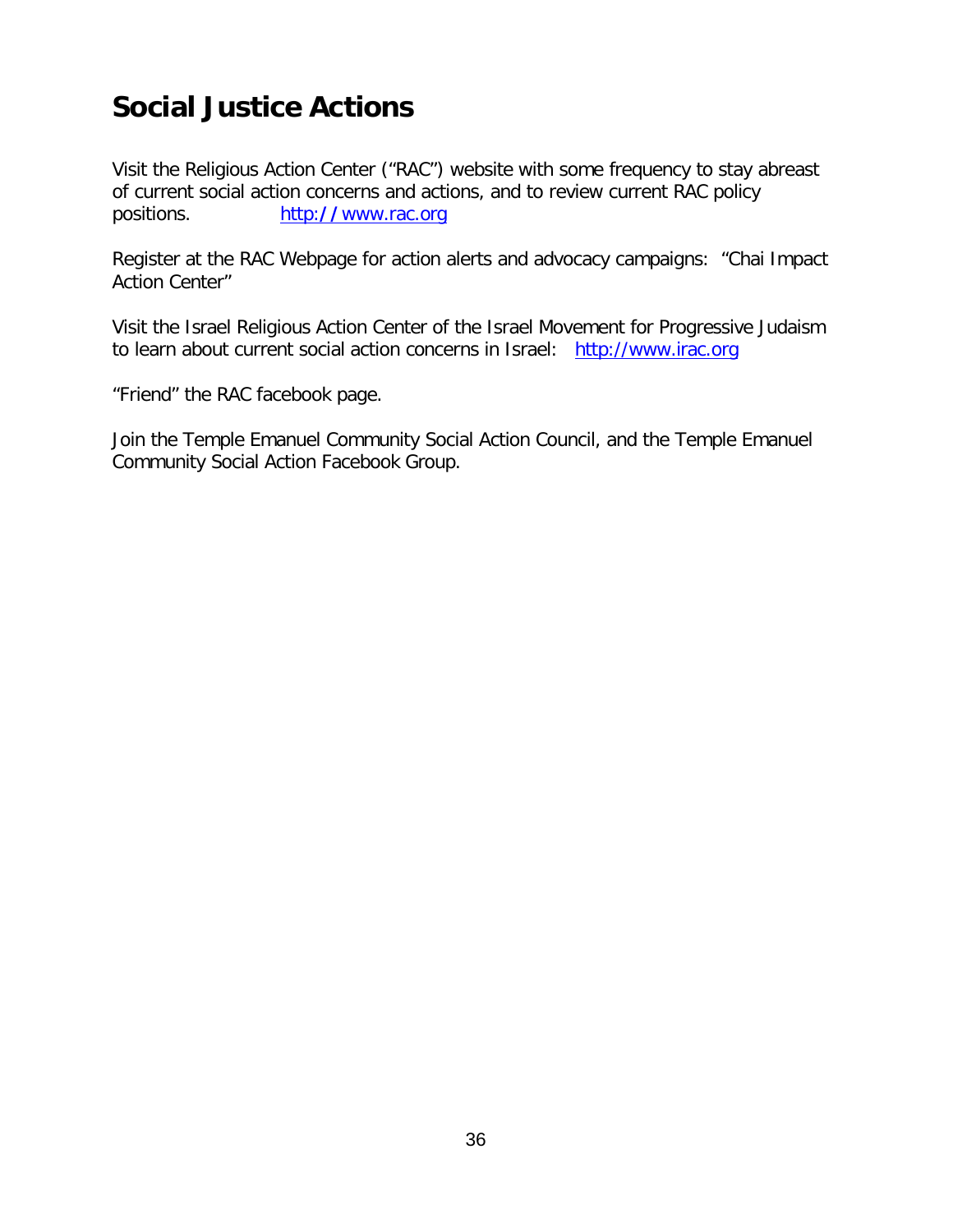# Social Justice Actions

Visit the Religious Action Center ("RAC") website with some frequency to stay abreast of current social action concerns and actions, and to review current RAC policy positions. [http://www.rac.org](http://www.rac.org)

Register at the RAC Webpage for action alerts and advocacy campaigns: "Chai Impact Action Center"

Visit the Israel Religious Action Center of the Israel Movement for Progressive Judaism to learn about current social action concerns in Israel: [http://www.irac.org](http://www.irac.org)

"Friend" the RAC facebook page.

Join the Temple Emanuel Community Social Action Council, and the Temple Emanuel Community Social Action Facebook Group.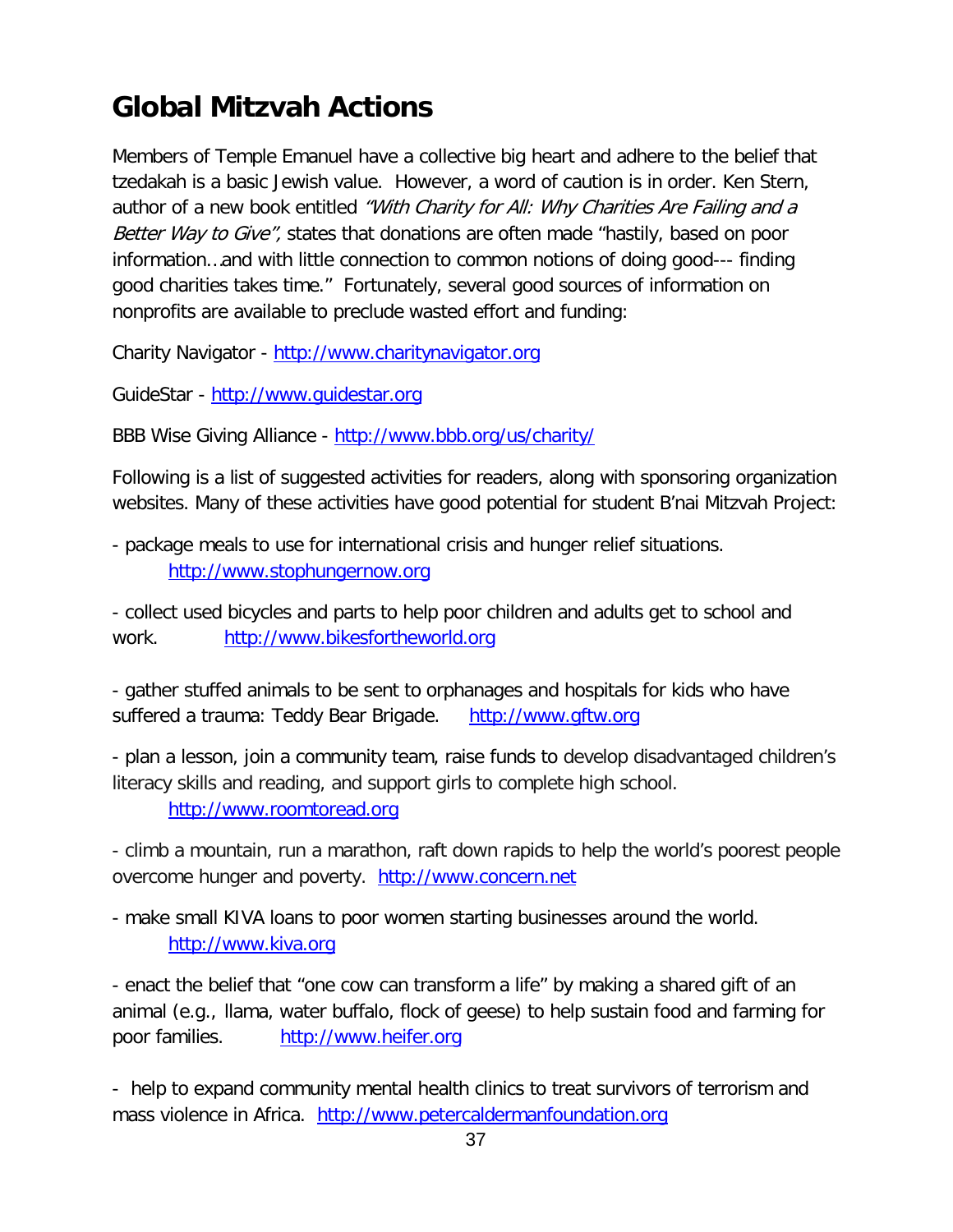# Global Mitzvah Actions

Members of Temple Emanuel have a collective big heart and adhere to the belief that tzedakah is a basic Jewish value. However, a word of caution is in order. Ken Stern, author of a new book entitled *"With Charity for All: Why Charities Are Failing and a Better Way to Give",* states that donations are often made "hastily, based on poor information…and with little connection to common notions of doing good--- finding good charities takes time." Fortunately, several good sources of information on nonprofits are available to preclude wasted effort and funding:

Charity Navigator - http://www.charitynavigator.org

GuideStar - http://www.guidestar.org

BBB Wise Giving Alliance - http://www.bbb.org/us/charity/

Following is a list of suggested activities for readers, along with sponsoring organization websites. Many of these activities have good potential for student B'nai Mitzvah Project:

- package meals to use for international crisis and hunger relief situations. http://www.stophungernow.org

- collect used bicycles and parts to help poor children and adults get to school and work. http://www.bikesfortheworld.org

- gather stuffed animals to be sent to orphanages and hospitals for kids who have suffered a trauma: Teddy Bear Brigade. http://www.gftw.org

- plan a lesson, join a community team, raise funds to develop disadvantaged children's literacy skills and reading, and support girls to complete high school. http://www.roomtoread.org

- climb a mountain, run a marathon, raft down rapids to help the world's poorest people overcome hunger and poverty. http://www.concern.net

- make small KIVA loans to poor women starting businesses around the world. http://www.kiva.org

- enact the belief that "one cow can transform a life" by making a shared gift of an animal (e.g., llama, water buffalo, flock of geese) to help sustain food and farming for poor families. http://www.heifer.org

- help to expand community mental health clinics to treat survivors of terrorism and mass violence in Africa. http://www.petercaldermanfoundation.org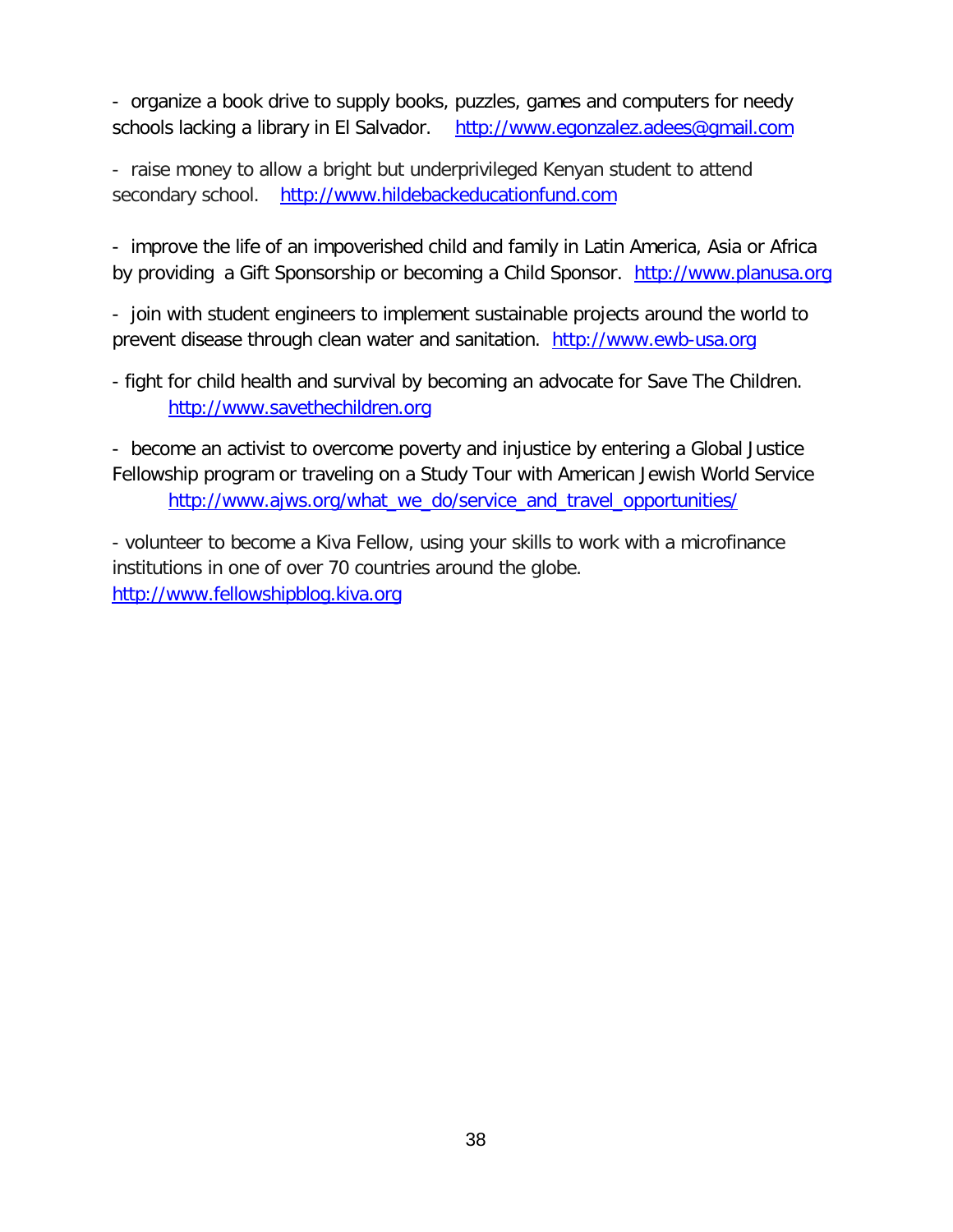- organize a book drive to supply books, puzzles, games and computers for needy schools lacking a library in El Salvador. http://www.egonzalez.adees@gmail.com

- raise money to allow a bright but underprivileged Kenyan student to attend secondary school. http://www.hildebackeducationfund.com

- improve the life of an impoverished child and family in Latin America, Asia or Africa by providing a Gift Sponsorship or becoming a Child Sponsor. http://www.planusa.org

- join with student engineers to implement sustainable projects around the world to prevent disease through clean water and sanitation. http://www.ewb-usa.org

- fight for child health and survival by becoming an advocate for Save The Children. http://www.savethechildren.org

- become an activist to overcome poverty and injustice by entering a Global Justice Fellowship program or traveling on a Study Tour with American Jewish World Service http://www.ajws.org/what_we_do/service_and_travel_opportunities/

- volunteer to become a Kiva Fellow, using your skills to work with a microfinance institutions in one of over 70 countries around the globe. http://www.fellowshipblog.kiva.org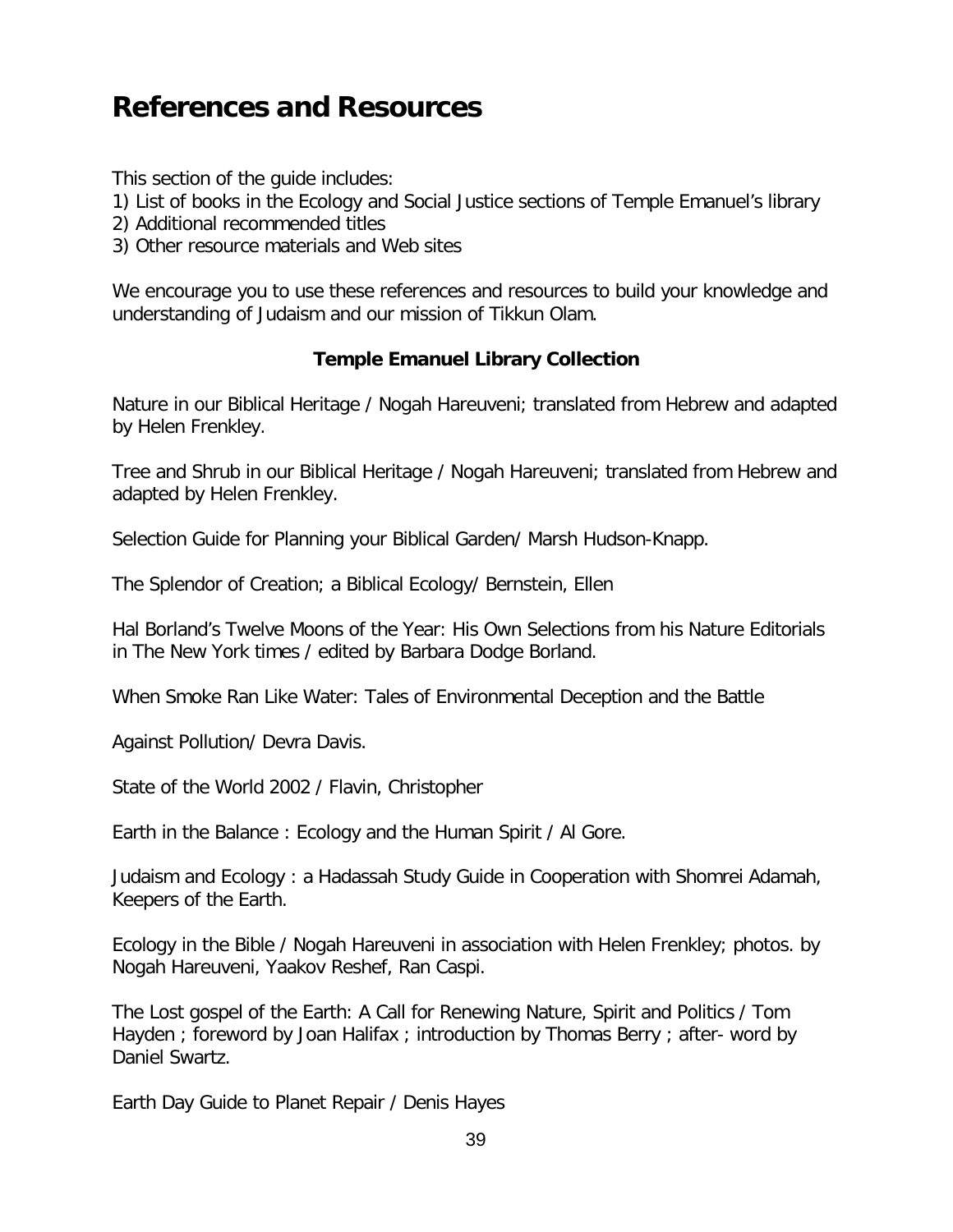# References and Resources

This section of the guide includes:

1) List of books in the Ecology and Social Justice sections of Temple Emanuel's library
2) Additional recommended titles
3) Other resource materials and Web sites

We encourage you to use these references and resources to build your knowledge and understanding of Judaism and our mission of Tikkun Olam.

**Temple Emanuel Library Collection**

Nature in our Biblical Heritage / Nogah Hareuveni; translated from Hebrew and adapted by Helen Frenkley.

Tree and Shrub in our Biblical Heritage / Nogah Hareuveni; translated from Hebrew and adapted by Helen Frenkley.

Selection Guide for Planning your Biblical Garden/ Marsh Hudson-Knapp.

The Splendor of Creation; a Biblical Ecology/ Bernstein, Ellen

Hal Borland's Twelve Moons of the Year: His Own Selections from his Nature Editorials in The New York times / edited by Barbara Dodge Borland.

When Smoke Ran Like Water: Tales of Environmental Deception and the Battle

Against Pollution/ Devra Davis.

State of the World 2002 / Flavin, Christopher

Earth in the Balance : Ecology and the Human Spirit / Al Gore.

Judaism and Ecology : a Hadassah Study Guide in Cooperation with Shomrei Adamah, Keepers of the Earth.

Ecology in the Bible / Nogah Hareuveni in association with Helen Frenkley; photos. by Nogah Hareuveni, Yaakov Reshef, Ran Caspi.

The Lost gospel of the Earth: A Call for Renewing Nature, Spirit and Politics / Tom Hayden ; foreword by Joan Halifax ; introduction by Thomas Berry ; after- word by Daniel Swartz.

Earth Day Guide to Planet Repair / Denis Hayes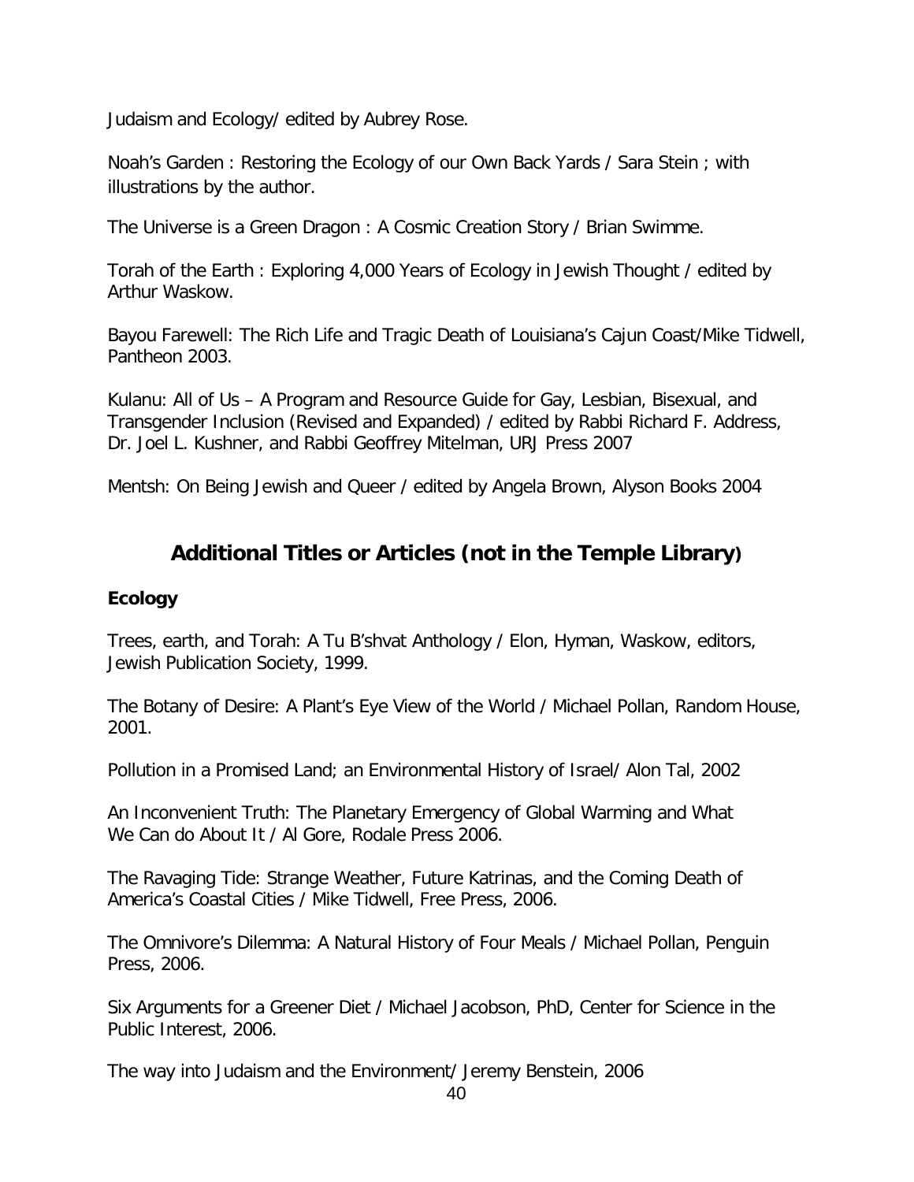Judaism and Ecology/ edited by Aubrey Rose.

Noah's Garden : Restoring the Ecology of our Own Back Yards / Sara Stein ; with illustrations by the author.

The Universe is a Green Dragon : A Cosmic Creation Story / Brian Swimme.

Torah of the Earth : Exploring 4,000 Years of Ecology in Jewish Thought / edited by Arthur Waskow.

Bayou Farewell: The Rich Life and Tragic Death of Louisiana's Cajun Coast/Mike Tidwell, Pantheon 2003.

Kulanu: All of Us – A Program and Resource Guide for Gay, Lesbian, Bisexual, and Transgender Inclusion (Revised and Expanded) / edited by Rabbi Richard F. Address, Dr. Joel L. Kushner, and Rabbi Geoffrey Mitelman, URJ Press 2007

Mentsh: On Being Jewish and Queer / edited by Angela Brown, Alyson Books 2004

## Additional Titles or Articles (not in the Temple Library)

### Ecology

Trees, earth, and Torah: A Tu B'shvat Anthology / Elon, Hyman, Waskow, editors, Jewish Publication Society, 1999.

The Botany of Desire: A Plant's Eye View of the World / Michael Pollan, Random House, 2001.

Pollution in a Promised Land; an Environmental History of Israel/ Alon Tal, 2002

An Inconvenient Truth: The Planetary Emergency of Global Warming and What We Can do About It / Al Gore, Rodale Press 2006.

The Ravaging Tide: Strange Weather, Future Katrinas, and the Coming Death of America's Coastal Cities / Mike Tidwell, Free Press, 2006.

The Omnivore's Dilemma: A Natural History of Four Meals / Michael Pollan, Penguin Press, 2006.

Six Arguments for a Greener Diet / Michael Jacobson, PhD, Center for Science in the Public Interest, 2006.

The way into Judaism and the Environment/ Jeremy Benstein, 2006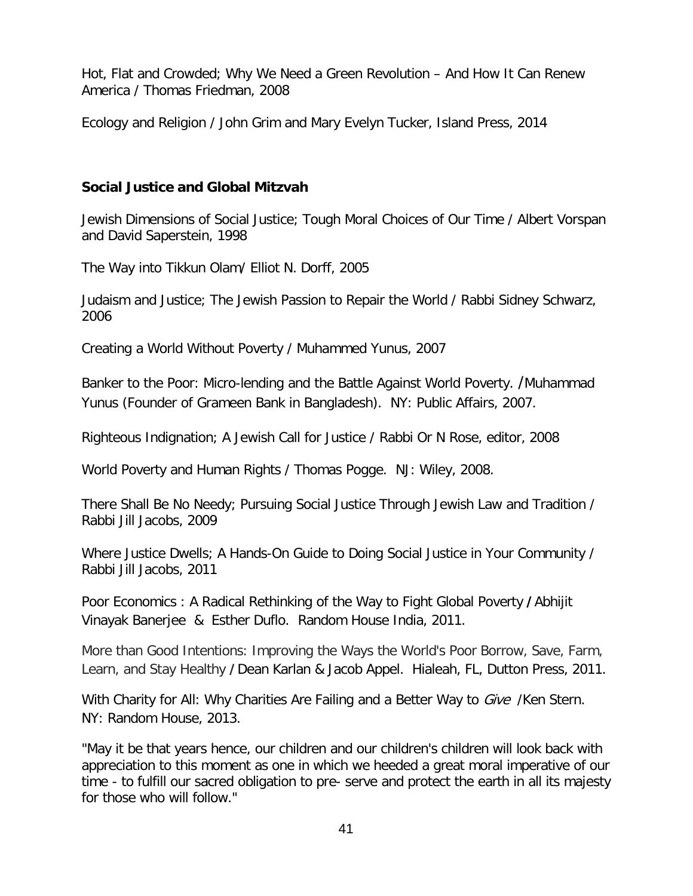Hot, Flat and Crowded; Why We Need a Green Revolution – And How It Can Renew America / Thomas Friedman, 2008

Ecology and Religion / John Grim and Mary Evelyn Tucker, Island Press, 2014

**Social Justice and Global Mitzvah**

Jewish Dimensions of Social Justice; Tough Moral Choices of Our Time / Albert Vorspan and David Saperstein, 1998

The Way into Tikkun Olam/ Elliot N. Dorff, 2005

Judaism and Justice; The Jewish Passion to Repair the World / Rabbi Sidney Schwarz, 2006

Creating a World Without Poverty / Muhammed Yunus, 2007

Banker to the Poor: Micro-lending and the Battle Against World Poverty. /Muhammad Yunus (Founder of Grameen Bank in Bangladesh). NY: Public Affairs, 2007.

Righteous Indignation; A Jewish Call for Justice / Rabbi Or N Rose, editor, 2008

World Poverty and Human Rights / Thomas Pogge. NJ: Wiley, 2008.

There Shall Be No Needy; Pursuing Social Justice Through Jewish Law and Tradition / Rabbi Jill Jacobs, 2009

Where Justice Dwells; A Hands-On Guide to Doing Social Justice in Your Community / Rabbi Jill Jacobs, 2011

Poor Economics : A Radical Rethinking of the Way to Fight Global Poverty / Abhijit Vinayak Banerjee & Esther Duflo. Random House India, 2011.

More than Good Intentions: Improving the Ways the World's Poor Borrow, Save, Farm, Learn, and Stay Healthy / Dean Karlan & Jacob Appel. Hialeah, FL, Dutton Press, 2011.

With Charity for All: Why Charities Are Failing and a Better Way to *Give* /Ken Stern. NY: Random House, 2013.

"May it be that years hence, our children and our children's children will look back with appreciation to this moment as one in which we heeded a great moral imperative of our time - to fulfill our sacred obligation to pre- serve and protect the earth in all its majesty for those who will follow."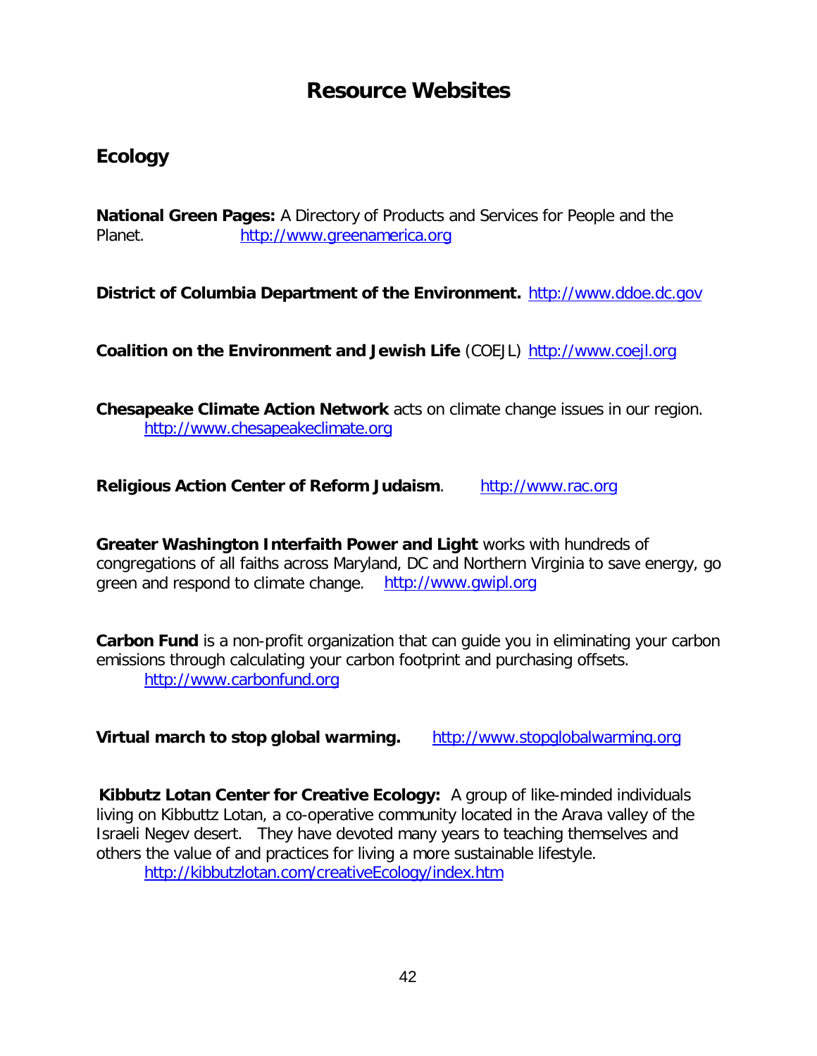# Resource Websites

## Ecology

**National Green Pages:** A Directory of Products and Services for People and the Planet. http://www.greenamerica.org

**District of Columbia Department of the Environment.** http://www.ddoe.dc.gov

**Coalition on the Environment and Jewish Life** (COEJL) http://www.coejl.org

**Chesapeake Climate Action Network** acts on climate change issues in our region. http://www.chesapeakeclimate.org

**Religious Action Center of Reform Judaism**. http://www.rac.org

**Greater Washington Interfaith Power and Light** works with hundreds of congregations of all faiths across Maryland, DC and Northern Virginia to save energy, go green and respond to climate change. http://www.gwipl.org

**Carbon Fund** is a non-profit organization that can guide you in eliminating your carbon emissions through calculating your carbon footprint and purchasing offsets. http://www.carbonfund.org

**Virtual march to stop global warming.** http://www.stopglobalwarming.org

**Kibbutz Lotan Center for Creative Ecology:** A group of like-minded individuals living on Kibbuttz Lotan, a co-operative community located in the Arava valley of the Israeli Negev desert. They have devoted many years to teaching themselves and others the value of and practices for living a more sustainable lifestyle. http://kibbutzlotan.com/creativeEcology/index.htm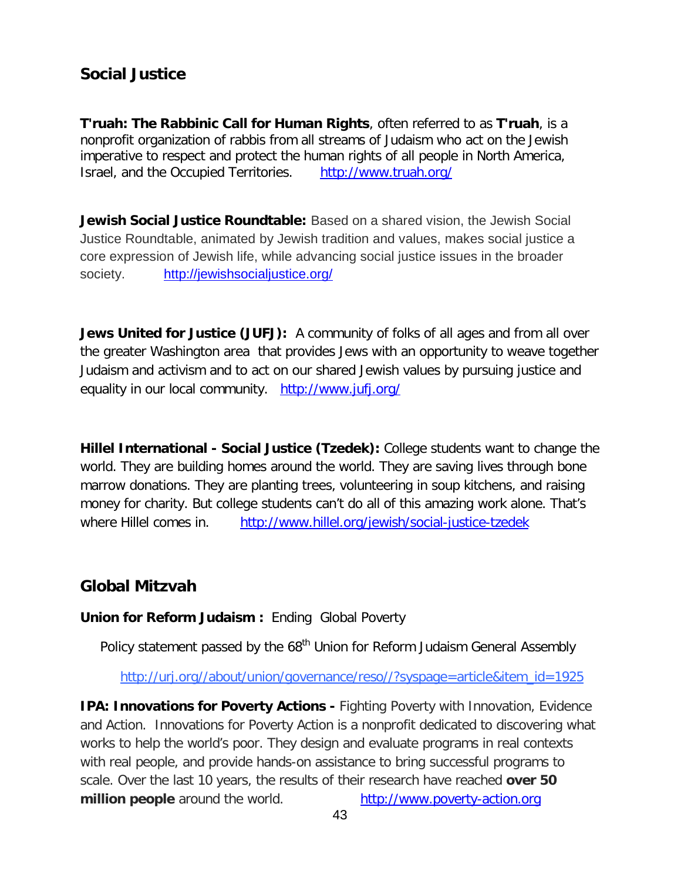## Social Justice

**T'ruah: The Rabbinic Call for Human Rights**, often referred to as **T'ruah**, is a nonprofit organization of rabbis from all streams of Judaism who act on the Jewish imperative to respect and protect the human rights of all people in North America, Israel, and the Occupied Territories. http://www.truah.org/

**Jewish Social Justice Roundtable:** Based on a shared vision, the Jewish Social Justice Roundtable, animated by Jewish tradition and values, makes social justice a core expression of Jewish life, while advancing social justice issues in the broader society. http://jewishsocialjustice.org/

**Jews United for Justice (JUFJ):** A community of folks of all ages and from all over the greater Washington area that provides Jews with an opportunity to weave together Judaism and activism and to act on our shared Jewish values by pursuing justice and equality in our local community. http://www.jufj.org/

**Hillel International - Social Justice (Tzedek):** College students want to change the world. They are building homes around the world. They are saving lives through bone marrow donations. They are planting trees, volunteering in soup kitchens, and raising money for charity. But college students can't do all of this amazing work alone. That's where Hillel comes in. http://www.hillel.org/jewish/social-justice-tzedek

## Global Mitzvah

**Union for Reform Judaism :** Ending Global Poverty

Policy statement passed by the 68th Union for Reform Judaism General Assembly

http://urj.org//about/union/governance/reso//?syspage=article&item_id=1925

**IPA: Innovations for Poverty Actions -** Fighting Poverty with Innovation, Evidence and Action. Innovations for Poverty Action is a nonprofit dedicated to discovering what works to help the world's poor. They design and evaluate programs in real contexts with real people, and provide hands-on assistance to bring successful programs to scale. Over the last 10 years, the results of their research have reached **over 50 million people** around the world. http://www.poverty-action.org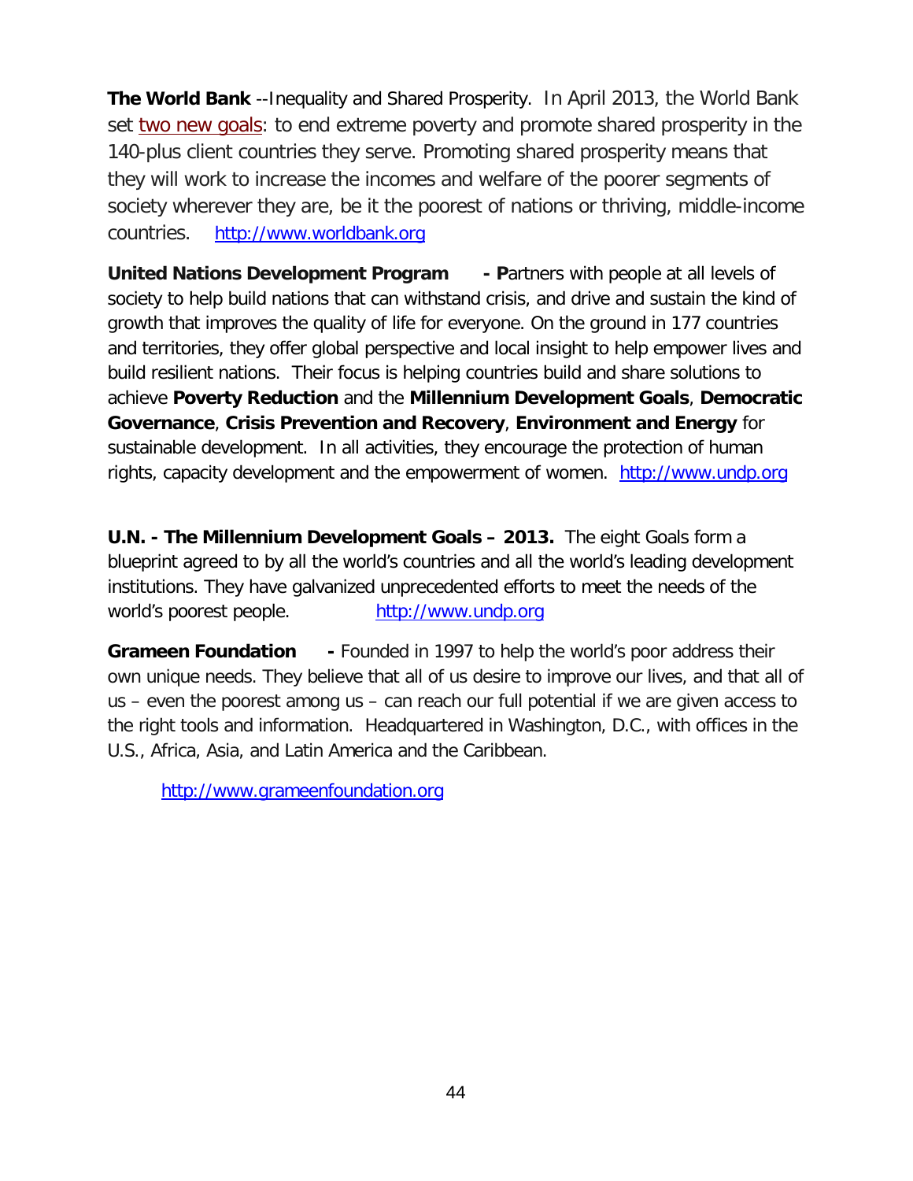**The World Bank** --Inequality and Shared Prosperity. In April 2013, the World Bank set two new goals: to end extreme poverty and promote shared prosperity in the 140-plus client countries they serve. Promoting shared prosperity means that they will work to increase the incomes and welfare of the poorer segments of society wherever they are, be it the poorest of nations or thriving, middle-income countries. http://www.worldbank.org

**United Nations Development Program - P**artners with people at all levels of society to help build nations that can withstand crisis, and drive and sustain the kind of growth that improves the quality of life for everyone. On the ground in 177 countries and territories, they offer global perspective and local insight to help empower lives and build resilient nations. Their focus is helping countries build and share solutions to achieve **Poverty Reduction** and the **Millennium Development Goals**, **Democratic Governance**, **Crisis Prevention and Recovery**, **Environment and Energy** for sustainable development. In all activities, they encourage the protection of human rights, capacity development and the empowerment of women. http://www.undp.org

**U.N. - The Millennium Development Goals – 2013.** The eight Goals form a blueprint agreed to by all the world's countries and all the world's leading development institutions. They have galvanized unprecedented efforts to meet the needs of the world's poorest people. http://www.undp.org

**Grameen Foundation -** Founded in 1997 to help the world's poor address their own unique needs. They believe that all of us desire to improve our lives, and that all of us – even the poorest among us – can reach our full potential if we are given access to the right tools and information. Headquartered in Washington, D.C., with offices in the U.S., Africa, Asia, and Latin America and the Caribbean.

http://www.grameenfoundation.org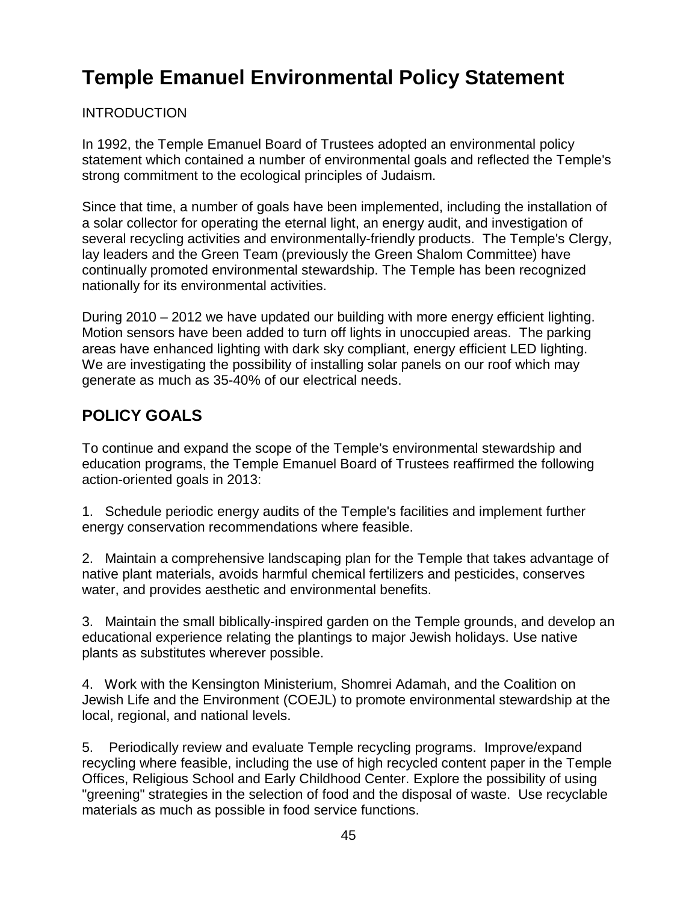# Temple Emanuel Environmental Policy Statement

INTRODUCTION

In 1992, the Temple Emanuel Board of Trustees adopted an environmental policy statement which contained a number of environmental goals and reflected the Temple's strong commitment to the ecological principles of Judaism.

Since that time, a number of goals have been implemented, including the installation of a solar collector for operating the eternal light, an energy audit, and investigation of several recycling activities and environmentally-friendly products. The Temple's Clergy, lay leaders and the Green Team (previously the Green Shalom Committee) have continually promoted environmental stewardship. The Temple has been recognized nationally for its environmental activities.

During 2010 – 2012 we have updated our building with more energy efficient lighting. Motion sensors have been added to turn off lights in unoccupied areas. The parking areas have enhanced lighting with dark sky compliant, energy efficient LED lighting. We are investigating the possibility of installing solar panels on our roof which may generate as much as 35-40% of our electrical needs.

## POLICY GOALS

To continue and expand the scope of the Temple's environmental stewardship and education programs, the Temple Emanuel Board of Trustees reaffirmed the following action-oriented goals in 2013:

1. Schedule periodic energy audits of the Temple's facilities and implement further energy conservation recommendations where feasible.

2. Maintain a comprehensive landscaping plan for the Temple that takes advantage of native plant materials, avoids harmful chemical fertilizers and pesticides, conserves water, and provides aesthetic and environmental benefits.

3. Maintain the small biblically-inspired garden on the Temple grounds, and develop an educational experience relating the plantings to major Jewish holidays. Use native plants as substitutes wherever possible.

4. Work with the Kensington Ministerium, Shomrei Adamah, and the Coalition on Jewish Life and the Environment (COEJL) to promote environmental stewardship at the local, regional, and national levels.

5. Periodically review and evaluate Temple recycling programs. Improve/expand recycling where feasible, including the use of high recycled content paper in the Temple Offices, Religious School and Early Childhood Center. Explore the possibility of using "greening" strategies in the selection of food and the disposal of waste. Use recyclable materials as much as possible in food service functions.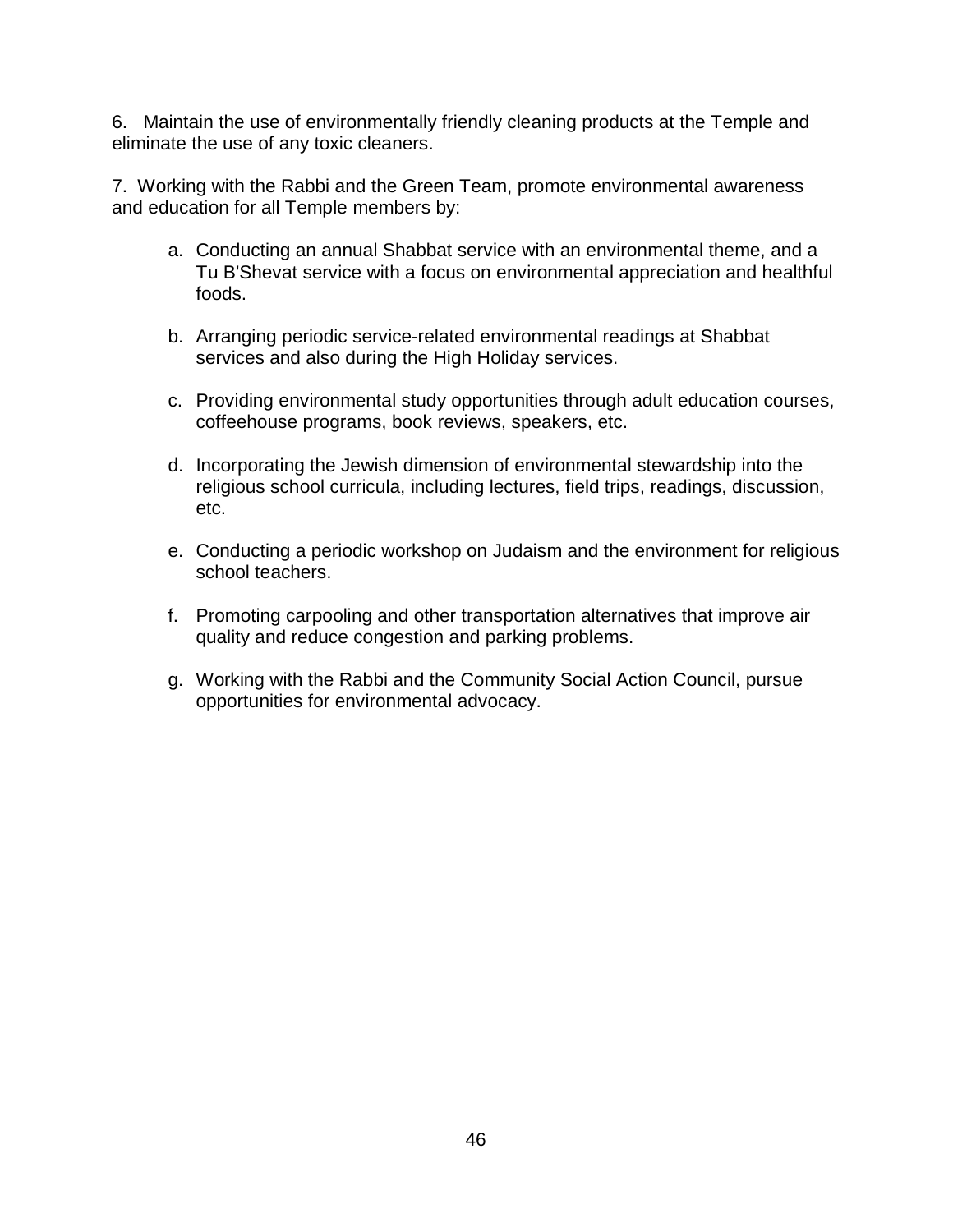6. Maintain the use of environmentally friendly cleaning products at the Temple and eliminate the use of any toxic cleaners.

7. Working with the Rabbi and the Green Team, promote environmental awareness and education for all Temple members by:

   a. Conducting an annual Shabbat service with an environmental theme, and a Tu B'Shevat service with a focus on environmental appreciation and healthful foods.

   b. Arranging periodic service-related environmental readings at Shabbat services and also during the High Holiday services.

   c. Providing environmental study opportunities through adult education courses, coffeehouse programs, book reviews, speakers, etc.

   d. Incorporating the Jewish dimension of environmental stewardship into the religious school curricula, including lectures, field trips, readings, discussion, etc.

   e. Conducting a periodic workshop on Judaism and the environment for religious school teachers.

   f. Promoting carpooling and other transportation alternatives that improve air quality and reduce congestion and parking problems.

   g. Working with the Rabbi and the Community Social Action Council, pursue opportunities for environmental advocacy.